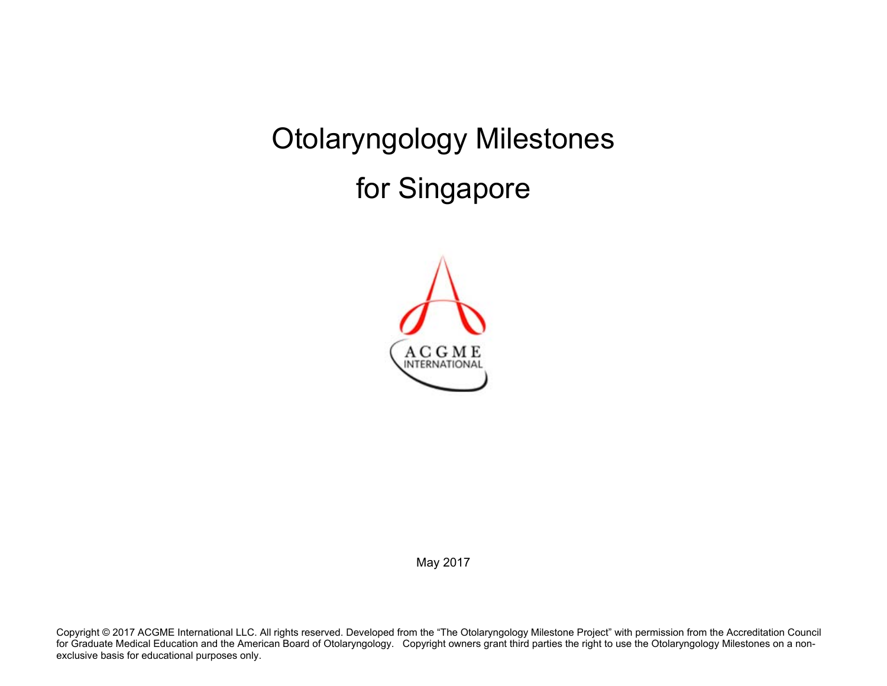# Otolaryngology Milestones

# for Singapore

ACGME INTERNATIONAL

May 2017

Copyright © 2017 ACGME International LLC. All rights reserved. Developed from the "The Otolaryngology Milestone Project" with permission from the Accreditation Council for Graduate Medical Education and the American Board of Otolaryngology. Copyright owners grant third parties the right to use the Otolaryngology Milestones on a non-exclusive basis for educational purposes only.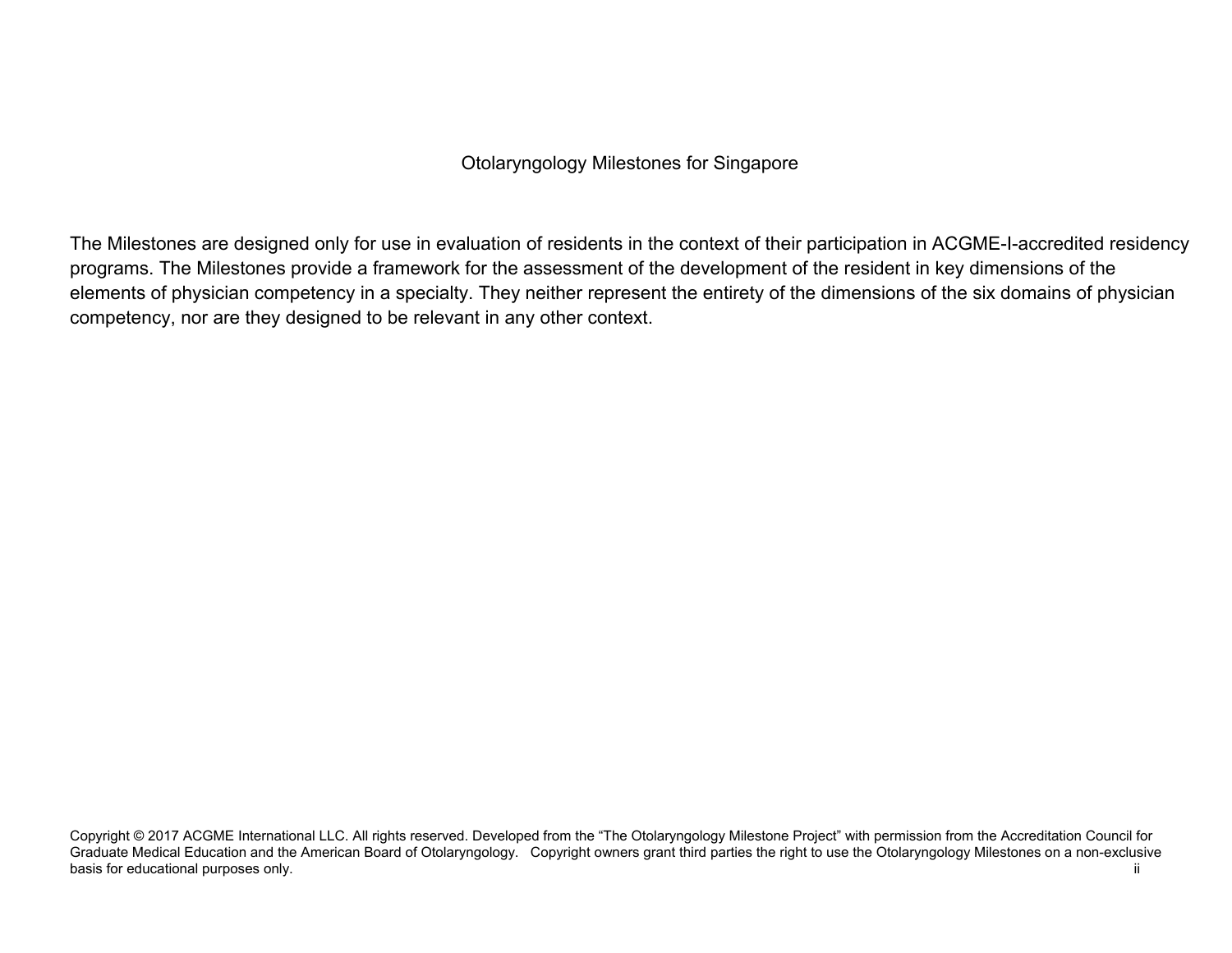# Otolaryngology Milestones for Singapore

The Milestones are designed only for use in evaluation of residents in the context of their participation in ACGME-I-accredited residency programs. The Milestones provide a framework for the assessment of the development of the resident in key dimensions of the elements of physician competency in a specialty. They neither represent the entirety of the dimensions of the six domains of physician competency, nor are they designed to be relevant in any other context.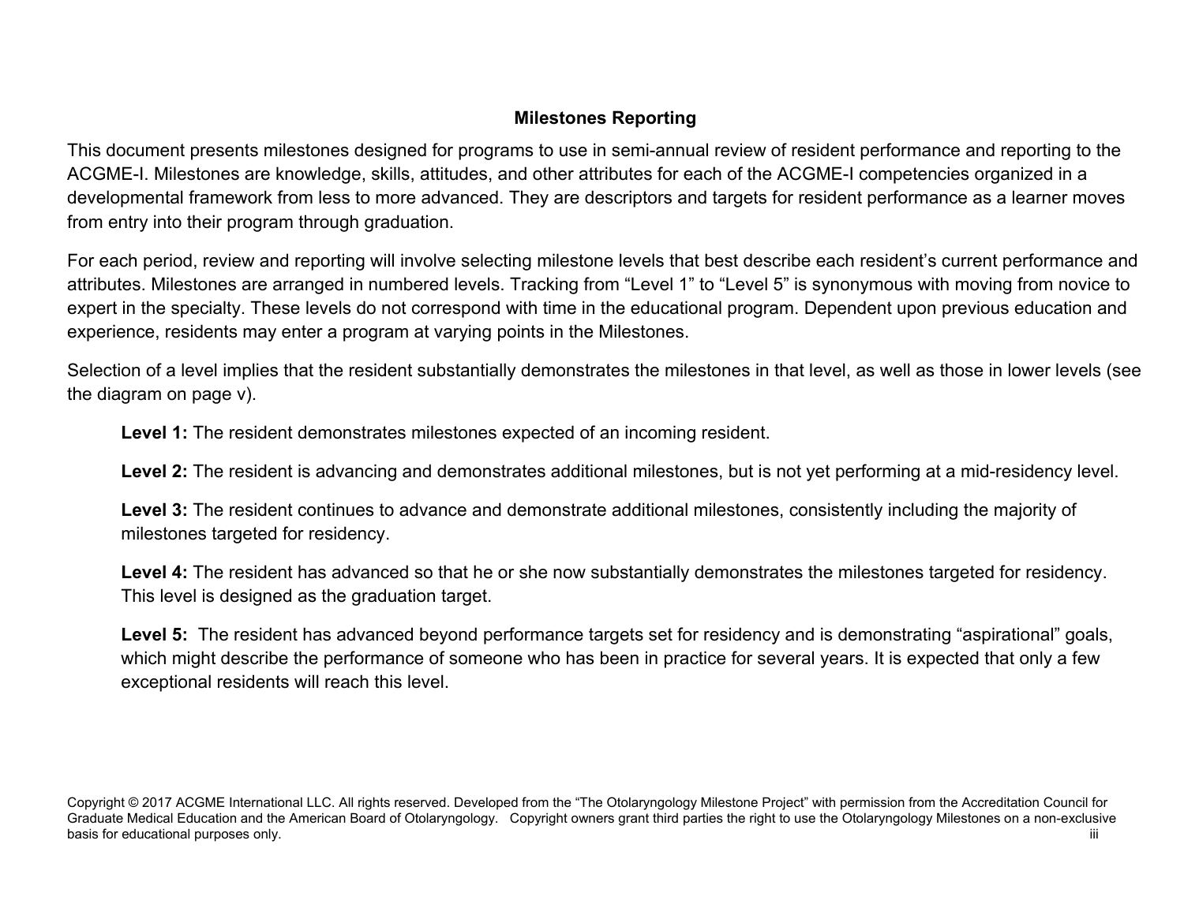## Milestones Reporting

This document presents milestones designed for programs to use in semi-annual review of resident performance and reporting to the ACGME-I. Milestones are knowledge, skills, attitudes, and other attributes for each of the ACGME-I competencies organized in a developmental framework from less to more advanced. They are descriptors and targets for resident performance as a learner moves from entry into their program through graduation.

For each period, review and reporting will involve selecting milestone levels that best describe each resident's current performance and attributes. Milestones are arranged in numbered levels. Tracking from "Level 1" to "Level 5" is synonymous with moving from novice to expert in the specialty. These levels do not correspond with time in the educational program. Dependent upon previous education and experience, residents may enter a program at varying points in the Milestones.

Selection of a level implies that the resident substantially demonstrates the milestones in that level, as well as those in lower levels (see the diagram on page v).

**Level 1:** The resident demonstrates milestones expected of an incoming resident.

**Level 2:** The resident is advancing and demonstrates additional milestones, but is not yet performing at a mid-residency level.

**Level 3:** The resident continues to advance and demonstrate additional milestones, consistently including the majority of milestones targeted for residency.

**Level 4:** The resident has advanced so that he or she now substantially demonstrates the milestones targeted for residency. This level is designed as the graduation target.

**Level 5:** The resident has advanced beyond performance targets set for residency and is demonstrating "aspirational" goals, which might describe the performance of someone who has been in practice for several years. It is expected that only a few exceptional residents will reach this level.

Copyright © 2017 ACGME International LLC. All rights reserved. Developed from the "The Otolaryngology Milestone Project" with permission from the Accreditation Council for Graduate Medical Education and the American Board of Otolaryngology. Copyright owners grant third parties the right to use the Otolaryngology Milestones on a non-exclusive basis for educational purposes only.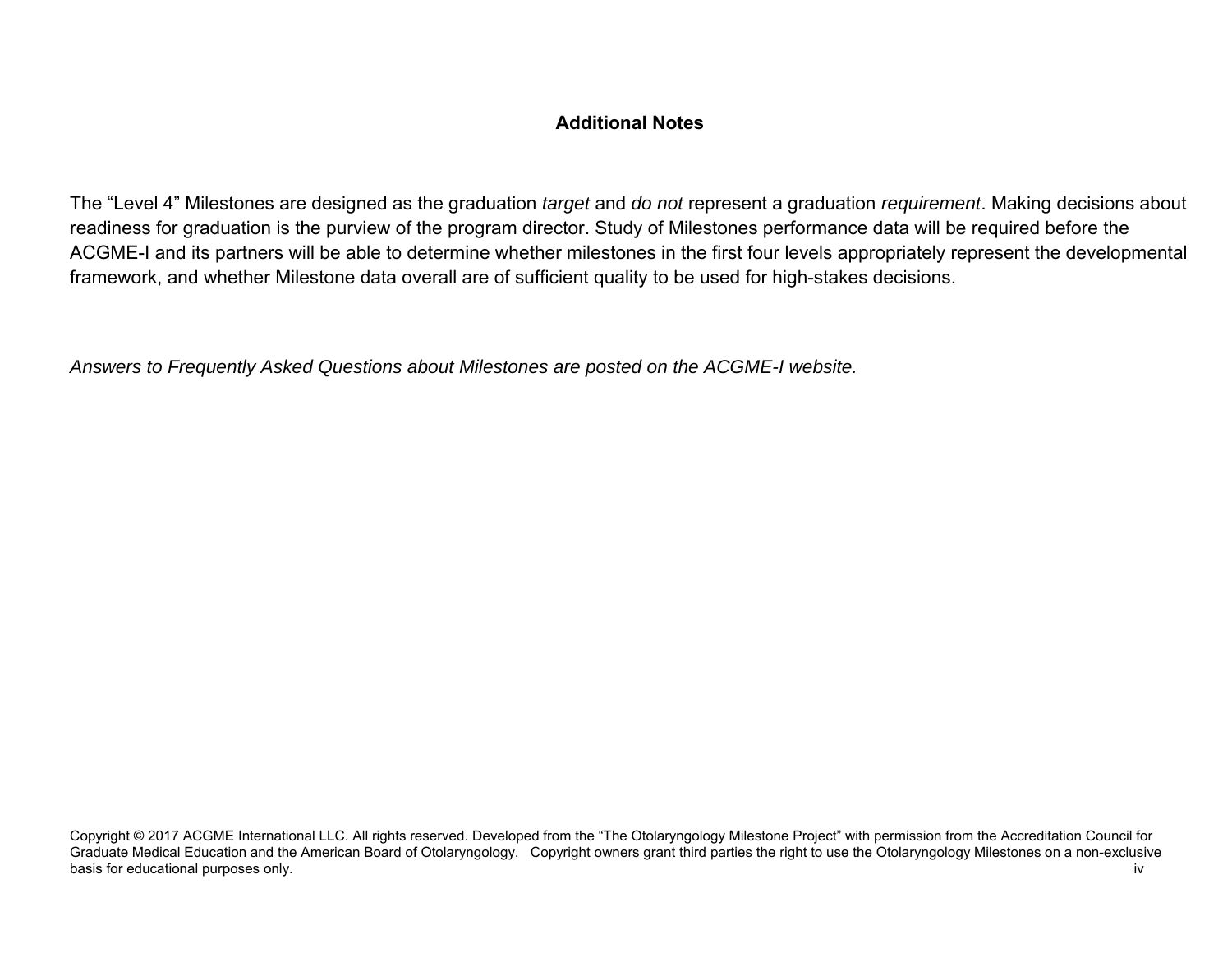## Additional Notes

The "Level 4" Milestones are designed as the graduation *target* and *do not* represent a graduation *requirement*. Making decisions about readiness for graduation is the purview of the program director. Study of Milestones performance data will be required before the ACGME-I and its partners will be able to determine whether milestones in the first four levels appropriately represent the developmental framework, and whether Milestone data overall are of sufficient quality to be used for high-stakes decisions.

*Answers to Frequently Asked Questions about Milestones are posted on the ACGME-I website.*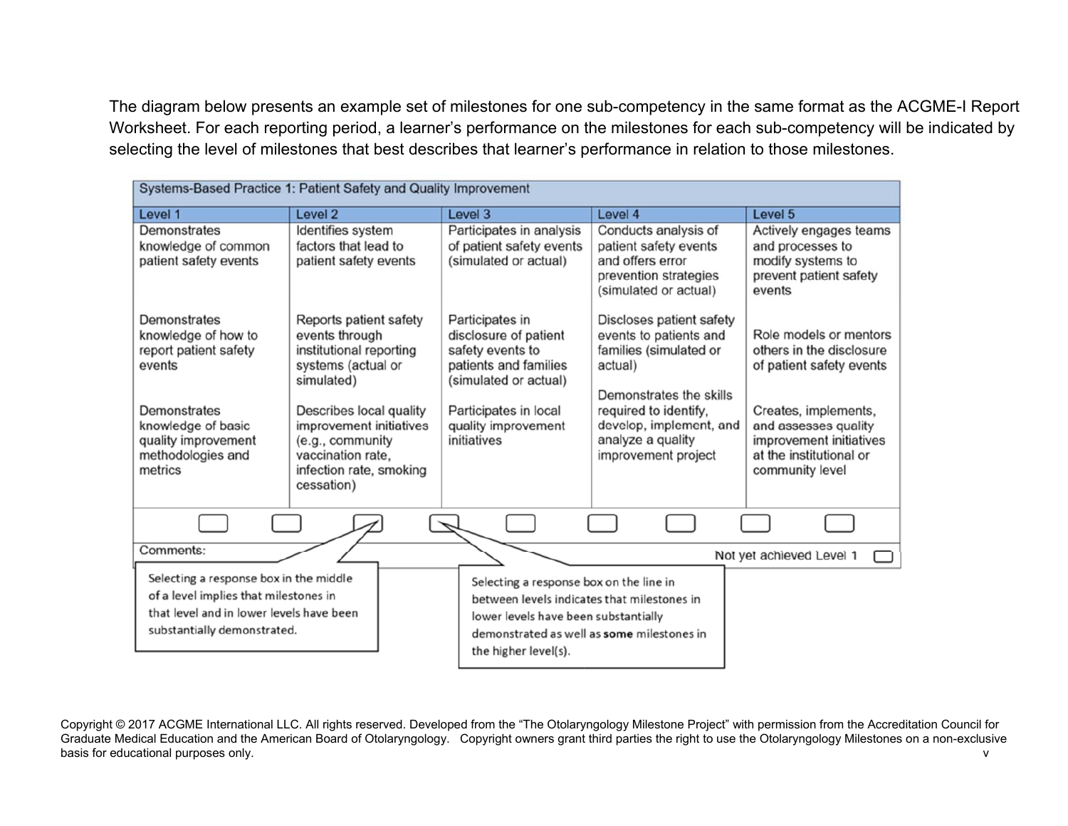The diagram below presents an example set of milestones for one sub-competency in the same format as the ACGME-I Report Worksheet. For each reporting period, a learner's performance on the milestones for each sub-competency will be indicated by selecting the level of milestones that best describes that learner's performance in relation to those milestones.

| Systems-Based Practice 1: Patient Safety and Quality Improvement | | | | |
|---|---|---|---|---|
| Level 1 | Level 2 | Level 3 | Level 4 | Level 5 |
| Demonstrates knowledge of common patient safety events<br><br>Demonstrates knowledge of how to report patient safety events<br><br>Demonstrates knowledge of basic quality improvement methodologies and metrics | Identifies system factors that lead to patient safety events<br><br>Reports patient safety events through institutional reporting systems (actual or simulated)<br><br>Describes local quality improvement initiatives (e.g., community vaccination rate, infection rate, smoking cessation) | Participates in analysis of patient safety events (simulated or actual)<br><br>Participates in disclosure of patient safety events to patients and families (simulated or actual)<br><br>Participates in local quality improvement initiatives | Conducts analysis of patient safety events and offers error prevention strategies (simulated or actual)<br><br>Discloses patient safety events to patients and families (simulated or actual)<br><br>Demonstrates the skills required to identify, develop, implement, and analyze a quality improvement project | Actively engages teams and processes to modify systems to prevent patient safety events<br><br>Role models or mentors others in the disclosure of patient safety events<br><br>Creates, implements, and assesses quality improvement initiatives at the institutional or community level |
| Comments: | | | | Not yet achieved Level 1 |

Selecting a response box in the middle of a level implies that milestones in that level and in lower levels have been substantially demonstrated.

Selecting a response box on the line in between levels indicates that milestones in lower levels have been substantially demonstrated as well as **some** milestones in the higher level(s).

Copyright © 2017 ACGME International LLC. All rights reserved. Developed from the "The Otolaryngology Milestone Project" with permission from the Accreditation Council for Graduate Medical Education and the American Board of Otolaryngology. Copyright owners grant third parties the right to use the Otolaryngology Milestones on a non-exclusive basis for educational purposes only.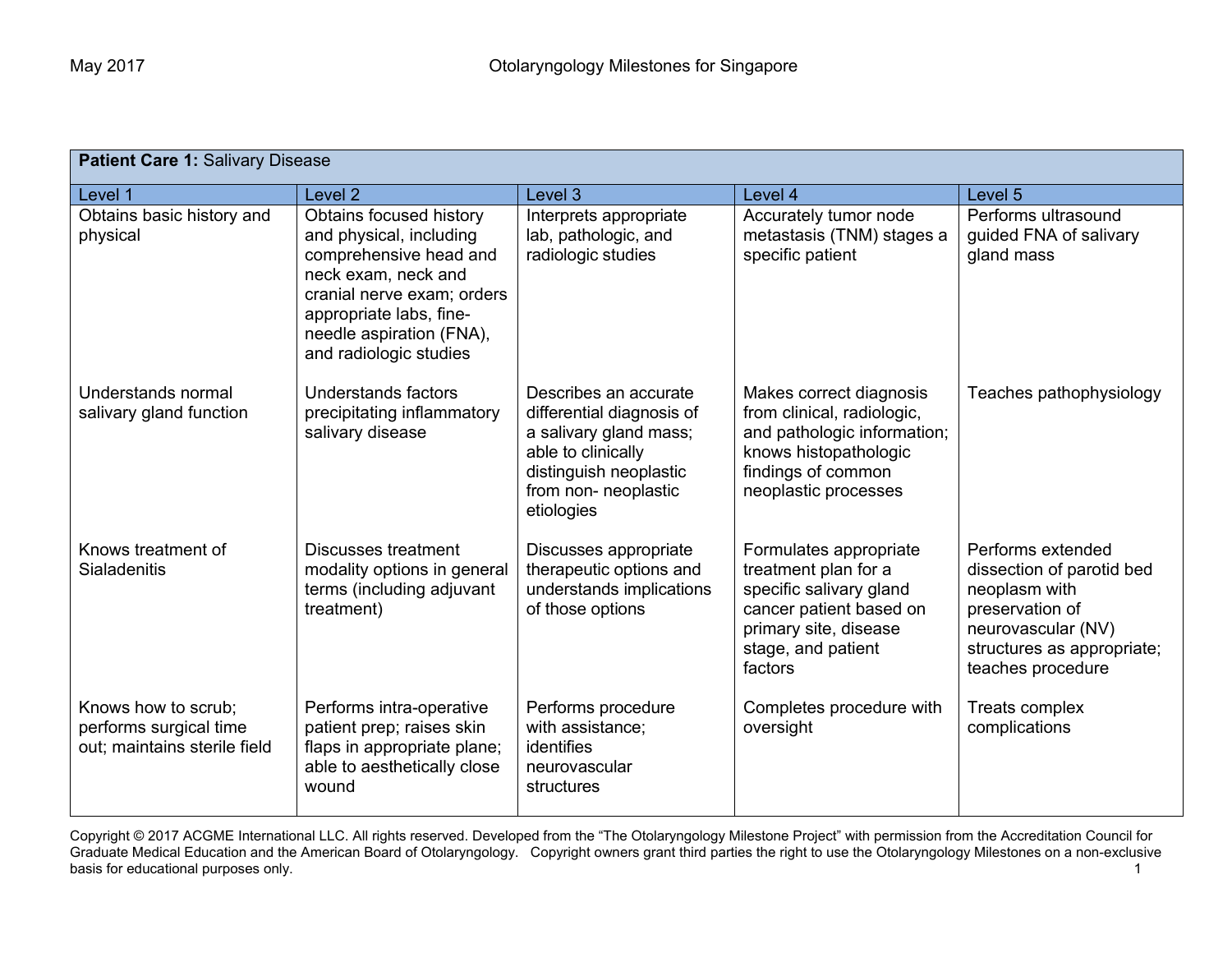| **Patient Care 1:** Salivary Disease | | | | |
|---|---|---|---|---|
| Level 1 | Level 2 | Level 3 | Level 4 | Level 5 |
| Obtains basic history and physical | Obtains focused history and physical, including comprehensive head and neck exam, neck and cranial nerve exam; orders appropriate labs, fine-needle aspiration (FNA), and radiologic studies | Interprets appropriate lab, pathologic, and radiologic studies | Accurately tumor node metastasis (TNM) stages a specific patient | Performs ultrasound guided FNA of salivary gland mass |
| Understands normal salivary gland function | Understands factors precipitating inflammatory salivary disease | Describes an accurate differential diagnosis of a salivary gland mass; able to clinically distinguish neoplastic from non- neoplastic etiologies | Makes correct diagnosis from clinical, radiologic, and pathologic information; knows histopathologic findings of common neoplastic processes | Teaches pathophysiology |
| Knows treatment of Sialadenitis | Discusses treatment modality options in general terms (including adjuvant treatment) | Discusses appropriate therapeutic options and understands implications of those options | Formulates appropriate treatment plan for a specific salivary gland cancer patient based on primary site, disease stage, and patient factors | Performs extended dissection of parotid bed neoplasm with preservation of neurovascular (NV) structures as appropriate; teaches procedure |
| Knows how to scrub; performs surgical time out; maintains sterile field | Performs intra-operative patient prep; raises skin flaps in appropriate plane; able to aesthetically close wound | Performs procedure with assistance; identifies neurovascular structures | Completes procedure with oversight | Treats complex complications |

Copyright © 2017 ACGME International LLC. All rights reserved. Developed from the "The Otolaryngology Milestone Project" with permission from the Accreditation Council for Graduate Medical Education and the American Board of Otolaryngology. Copyright owners grant third parties the right to use the Otolaryngology Milestones on a non-exclusive basis for educational purposes only.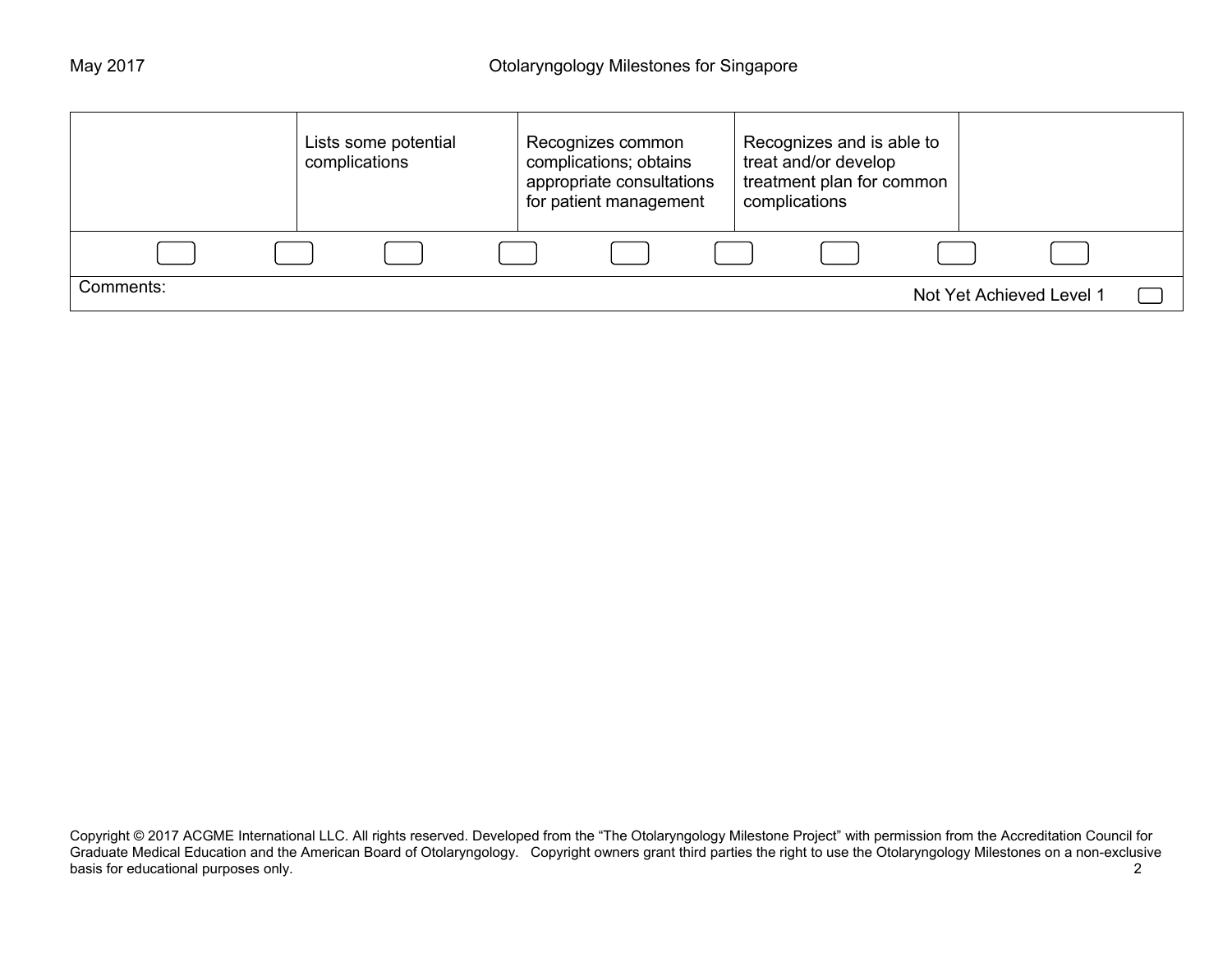| | | | | |
|---|---|---|---|---|
| | Lists some potential complications | Recognizes common complications; obtains appropriate consultations for patient management | Recognizes and is able to treat and/or develop treatment plan for common complications | |

Comments:

Not Yet Achieved Level 1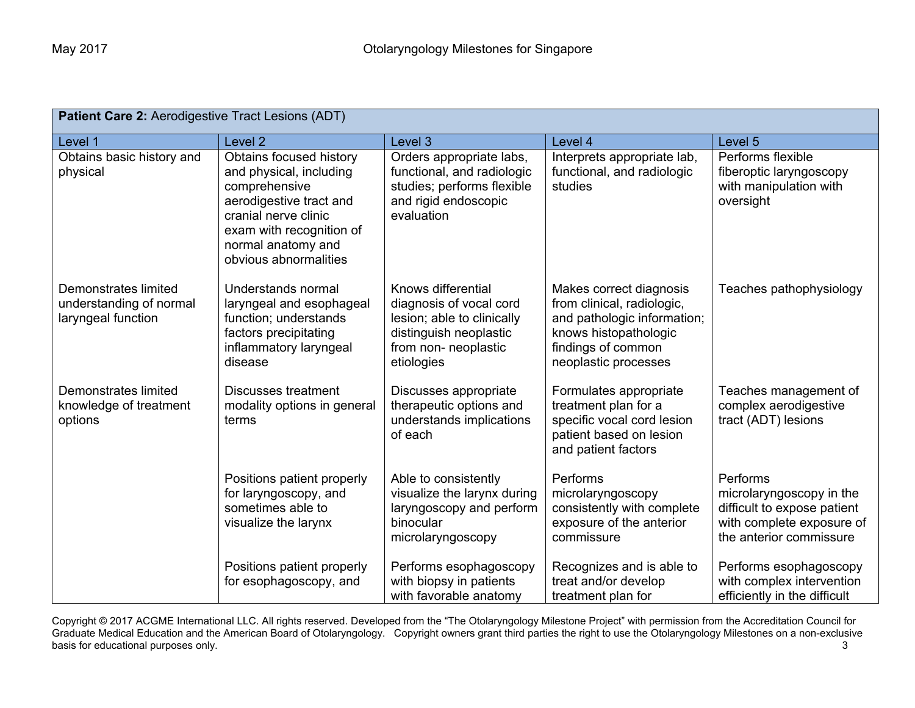| **Patient Care 2:** Aerodigestive Tract Lesions (ADT) | | | | |
|---|---|---|---|---|
| Level 1 | Level 2 | Level 3 | Level 4 | Level 5 |
| Obtains basic history and physical | Obtains focused history and physical, including comprehensive aerodigestive tract and cranial nerve clinic exam with recognition of normal anatomy and obvious abnormalities | Orders appropriate labs, functional, and radiologic studies; performs flexible and rigid endoscopic evaluation | Interprets appropriate lab, functional, and radiologic studies | Performs flexible fiberoptic laryngoscopy with manipulation with oversight |
| Demonstrates limited understanding of normal laryngeal function | Understands normal laryngeal and esophageal function; understands factors precipitating inflammatory laryngeal disease | Knows differential diagnosis of vocal cord lesion; able to clinically distinguish neoplastic from non- neoplastic etiologies | Makes correct diagnosis from clinical, radiologic, and pathologic information; knows histopathologic findings of common neoplastic processes | Teaches pathophysiology |
| Demonstrates limited knowledge of treatment options | Discusses treatment modality options in general terms | Discusses appropriate therapeutic options and understands implications of each | Formulates appropriate treatment plan for a specific vocal cord lesion patient based on lesion and patient factors | Teaches management of complex aerodigestive tract (ADT) lesions |
| | Positions patient properly for laryngoscopy, and sometimes able to visualize the larynx | Able to consistently visualize the larynx during laryngoscopy and perform binocular microlaryngoscopy | Performs microlaryngoscopy consistently with complete exposure of the anterior commissure | Performs microlaryngoscopy in the difficult to expose patient with complete exposure of the anterior commissure |
| | Positions patient properly for esophagoscopy, and | Performs esophagoscopy with biopsy in patients with favorable anatomy | Recognizes and is able to treat and/or develop treatment plan for | Performs esophagoscopy with complex intervention efficiently in the difficult |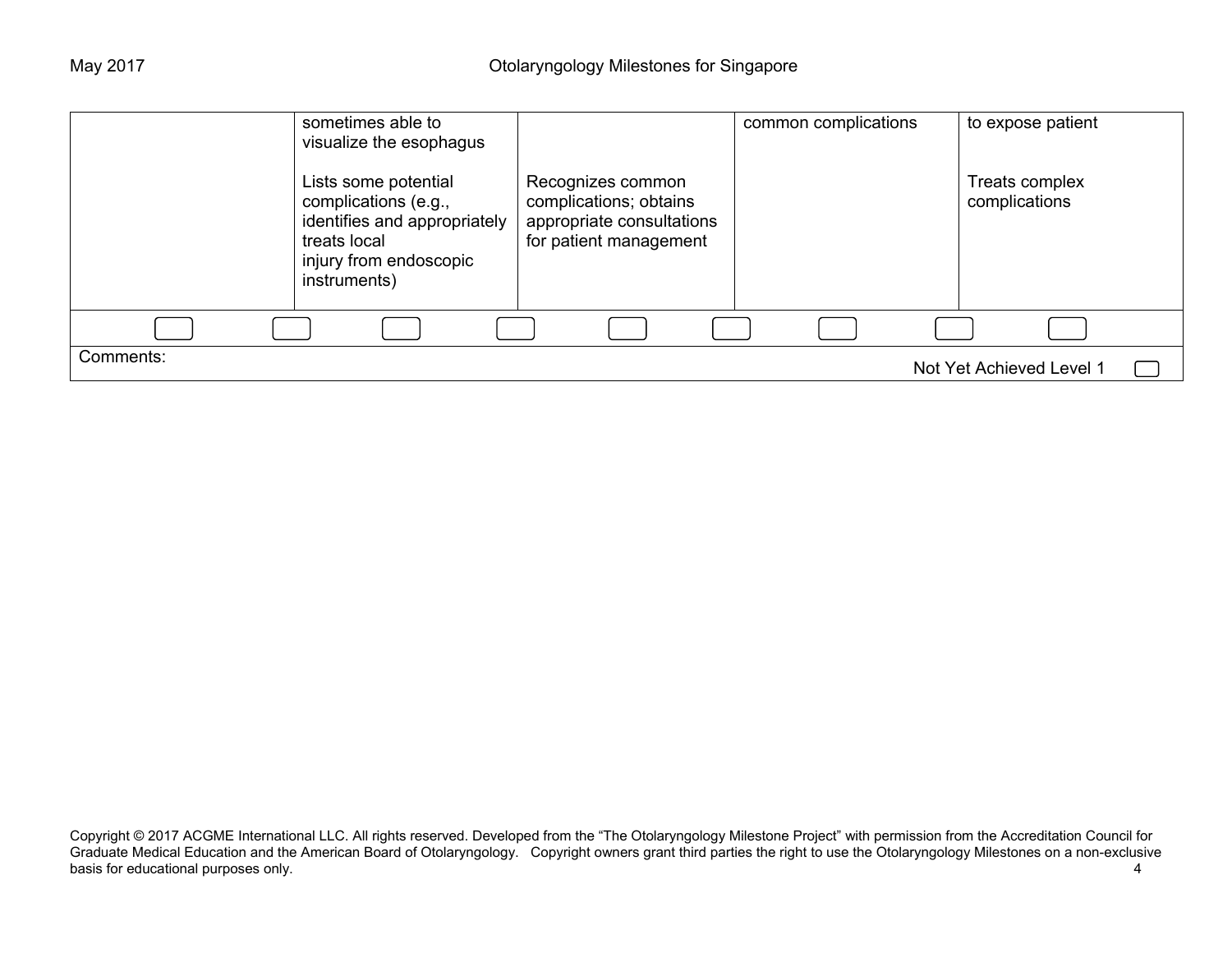| | | | | |
|---|---|---|---|---|
| | sometimes able to visualize the esophagus<br><br>Lists some potential complications (e.g., identifies and appropriately treats local injury from endoscopic instruments) | <br><br>Recognizes common complications; obtains appropriate consultations for patient management | common complications | to expose patient<br><br>Treats complex complications |

Comments:

Not Yet Achieved Level 1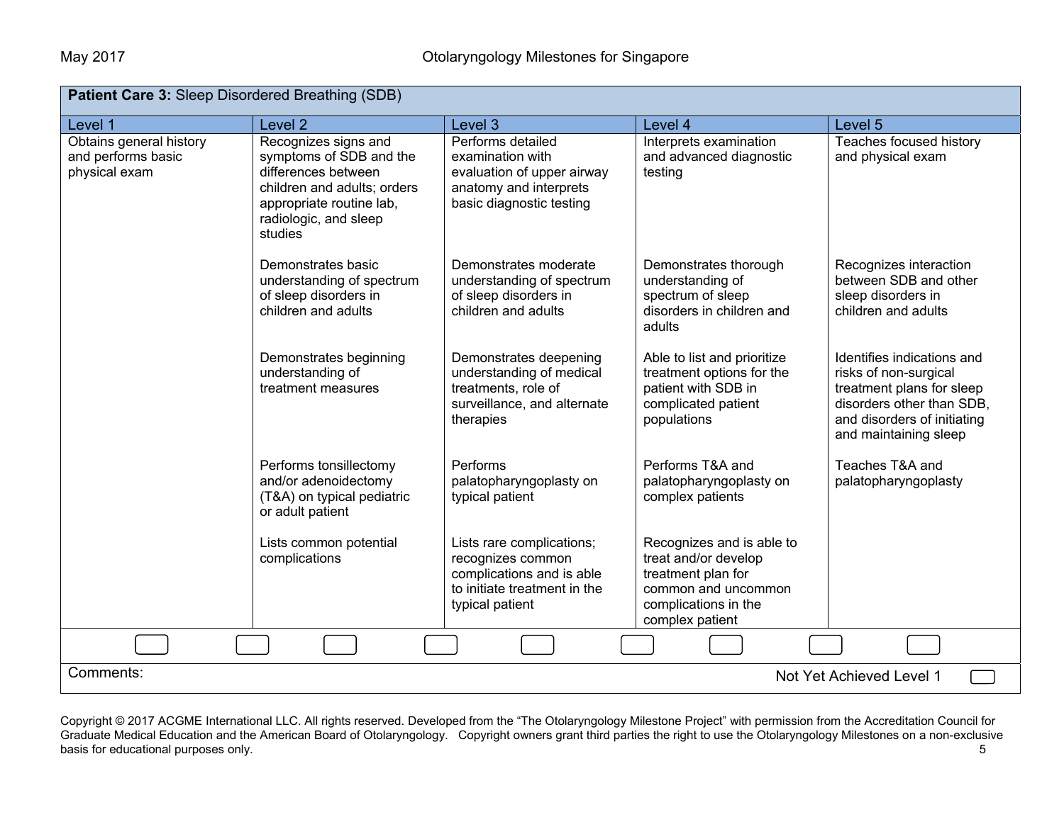**Patient Care 3:** Sleep Disordered Breathing (SDB)

| Level 1 | Level 2 | Level 3 | Level 4 | Level 5 |
|---|---|---|---|---|
| Obtains general history and performs basic physical exam | Recognizes signs and symptoms of SDB and the differences between children and adults; orders appropriate routine lab, radiologic, and sleep studies | Performs detailed examination with evaluation of upper airway anatomy and interprets basic diagnostic testing | Interprets examination and advanced diagnostic testing | Teaches focused history and physical exam |
| | Demonstrates basic understanding of spectrum of sleep disorders in children and adults | Demonstrates moderate understanding of spectrum of sleep disorders in children and adults | Demonstrates thorough understanding of spectrum of sleep disorders in children and adults | Recognizes interaction between SDB and other sleep disorders in children and adults |
| | Demonstrates beginning understanding of treatment measures | Demonstrates deepening understanding of medical treatments, role of surveillance, and alternate therapies | Able to list and prioritize treatment options for the patient with SDB in complicated patient populations | Identifies indications and risks of non-surgical treatment plans for sleep disorders other than SDB, and disorders of initiating and maintaining sleep |
| | Performs tonsillectomy and/or adenoidectomy (T&A) on typical pediatric or adult patient | Performs palatopharyngoplasty on typical patient | Performs T&A and palatopharyngoplasty on complex patients | Teaches T&A and palatopharyngoplasty |
| | Lists common potential complications | Lists rare complications; recognizes common complications and is able to initiate treatment in the typical patient | Recognizes and is able to treat and/or develop treatment plan for common and uncommon complications in the complex patient | |

Comments:

Not Yet Achieved Level 1

Copyright © 2017 ACGME International LLC. All rights reserved. Developed from the "The Otolaryngology Milestone Project" with permission from the Accreditation Council for Graduate Medical Education and the American Board of Otolaryngology. Copyright owners grant third parties the right to use the Otolaryngology Milestones on a non-exclusive basis for educational purposes only.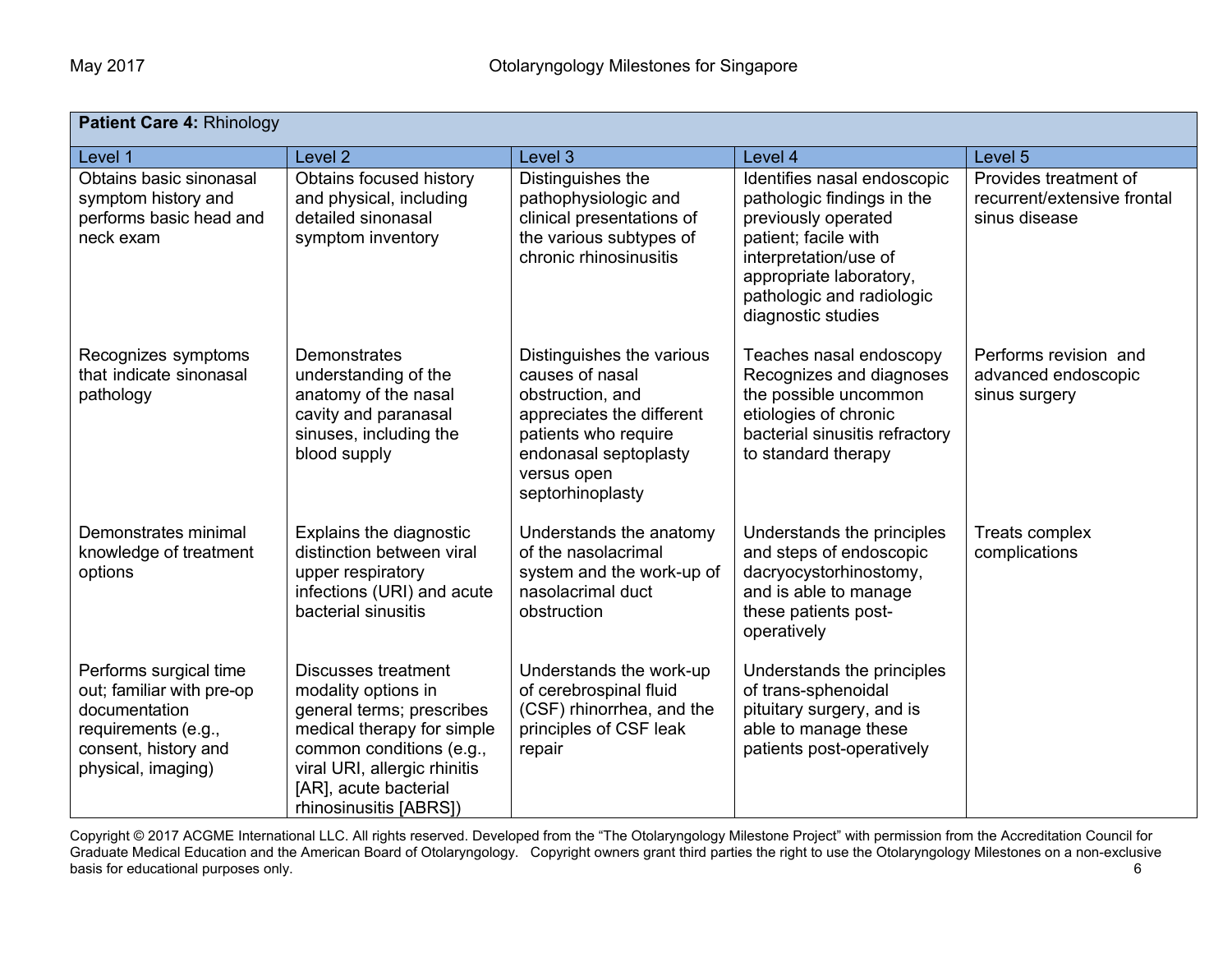| **Patient Care 4:** Rhinology | | | | |
|---|---|---|---|---|
| Level 1 | Level 2 | Level 3 | Level 4 | Level 5 |
| Obtains basic sinonasal symptom history and performs basic head and neck exam | Obtains focused history and physical, including detailed sinonasal symptom inventory | Distinguishes the pathophysiologic and clinical presentations of the various subtypes of chronic rhinosinusitis | Identifies nasal endoscopic pathologic findings in the previously operated patient; facile with interpretation/use of appropriate laboratory, pathologic and radiologic diagnostic studies | Provides treatment of recurrent/extensive frontal sinus disease |
| Recognizes symptoms that indicate sinonasal pathology | Demonstrates understanding of the anatomy of the nasal cavity and paranasal sinuses, including the blood supply | Distinguishes the various causes of nasal obstruction, and appreciates the different patients who require endonasal septoplasty versus open septorhinoplasty | Teaches nasal endoscopy Recognizes and diagnoses the possible uncommon etiologies of chronic bacterial sinusitis refractory to standard therapy | Performs revision and advanced endoscopic sinus surgery |
| Demonstrates minimal knowledge of treatment options | Explains the diagnostic distinction between viral upper respiratory infections (URI) and acute bacterial sinusitis | Understands the anatomy of the nasolacrimal system and the work-up of nasolacrimal duct obstruction | Understands the principles and steps of endoscopic dacryocystorhinostomy, and is able to manage these patients post-operatively | Treats complex complications |
| Performs surgical time out; familiar with pre-op documentation requirements (e.g., consent, history and physical, imaging) | Discusses treatment modality options in general terms; prescribes medical therapy for simple common conditions (e.g., viral URI, allergic rhinitis [AR], acute bacterial rhinosinusitis [ABRS]) | Understands the work-up of cerebrospinal fluid (CSF) rhinorrhea, and the principles of CSF leak repair | Understands the principles of trans-sphenoidal pituitary surgery, and is able to manage these patients post-operatively | |

Copyright © 2017 ACGME International LLC. All rights reserved. Developed from the "The Otolaryngology Milestone Project" with permission from the Accreditation Council for Graduate Medical Education and the American Board of Otolaryngology. Copyright owners grant third parties the right to use the Otolaryngology Milestones on a non-exclusive basis for educational purposes only.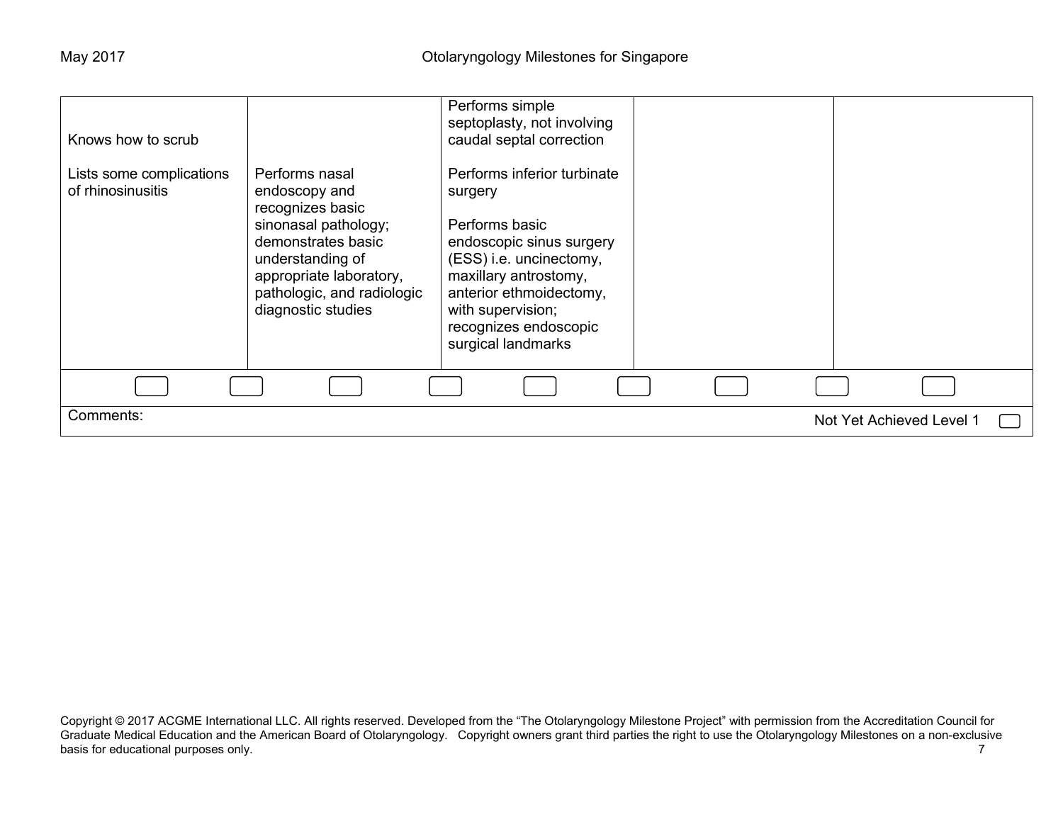| | | | | |
|---|---|---|---|---|
| Knows how to scrub<br><br>Lists some complications of rhinosinusitis | Performs nasal endoscopy and recognizes basic sinonasal pathology; demonstrates basic understanding of appropriate laboratory, pathologic, and radiologic diagnostic studies | Performs simple septoplasty, not involving caudal septal correction<br><br>Performs inferior turbinate surgery<br><br>Performs basic endoscopic sinus surgery (ESS) i.e. uncinectomy, maxillary antrostomy, anterior ethmoidectomy, with supervision; recognizes endoscopic surgical landmarks | | |

Comments:

Not Yet Achieved Level 1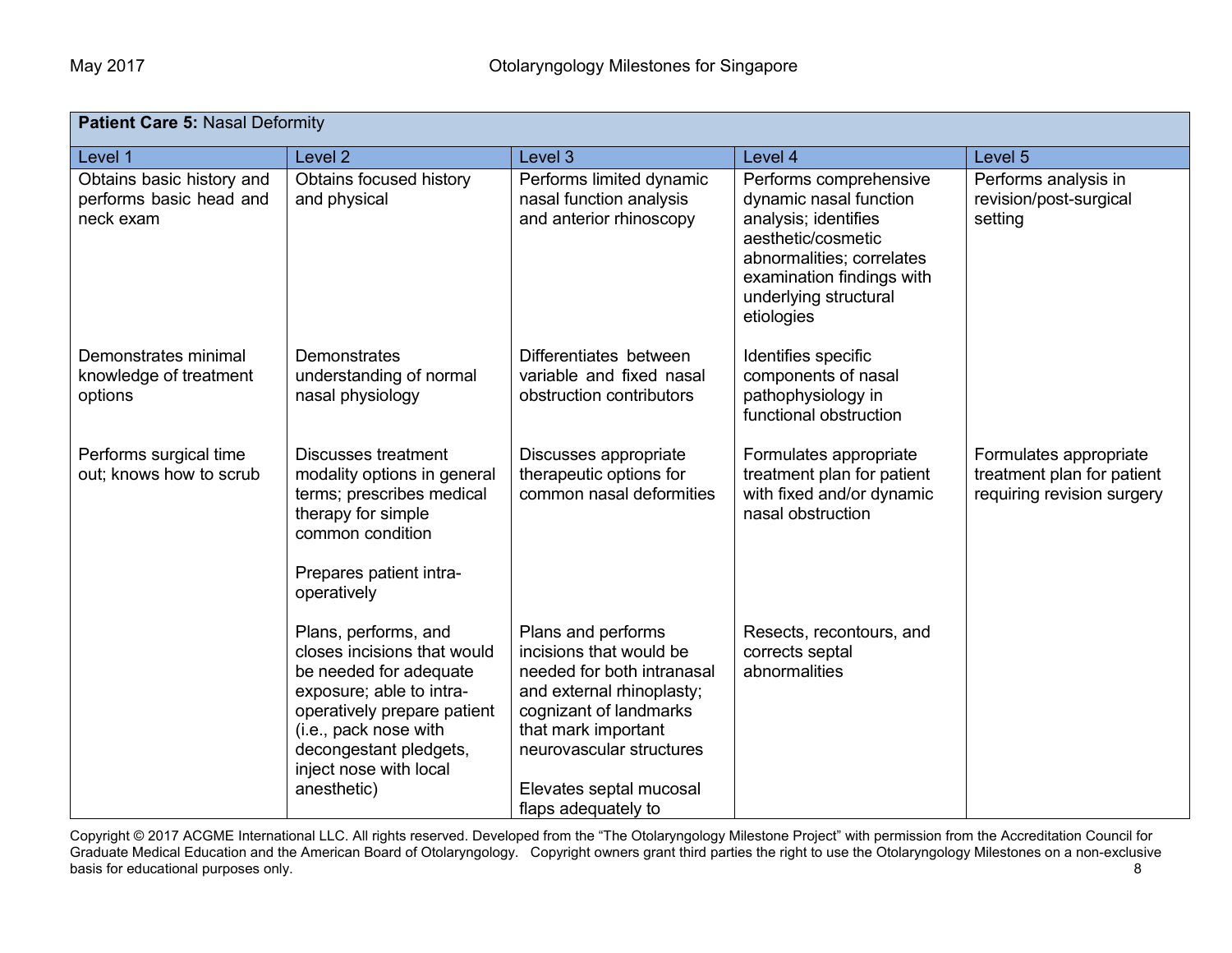| **Patient Care 5:** Nasal Deformity | | | | |
|---|---|---|---|---|
| Level 1 | Level 2 | Level 3 | Level 4 | Level 5 |
| Obtains basic history and performs basic head and neck exam | Obtains focused history and physical | Performs limited dynamic nasal function analysis and anterior rhinoscopy | Performs comprehensive dynamic nasal function analysis; identifies aesthetic/cosmetic abnormalities; correlates examination findings with underlying structural etiologies | Performs analysis in revision/post-surgical setting |
| Demonstrates minimal knowledge of treatment options | Demonstrates understanding of normal nasal physiology | Differentiates between variable and fixed nasal obstruction contributors | Identifies specific components of nasal pathophysiology in functional obstruction | |
| Performs surgical time out; knows how to scrub | Discusses treatment modality options in general terms; prescribes medical therapy for simple common condition<br><br>Prepares patient intra-operatively | Discusses appropriate therapeutic options for common nasal deformities | Formulates appropriate treatment plan for patient with fixed and/or dynamic nasal obstruction | Formulates appropriate treatment plan for patient requiring revision surgery |
| | Plans, performs, and closes incisions that would be needed for adequate exposure; able to intra-operatively prepare patient (i.e., pack nose with decongestant pledgets, inject nose with local anesthetic) | Plans and performs incisions that would be needed for both intranasal and external rhinoplasty; cognizant of landmarks that mark important neurovascular structures<br><br>Elevates septal mucosal flaps adequately to | Resects, recontours, and corrects septal abnormalities | |

Copyright © 2017 ACGME International LLC. All rights reserved. Developed from the "The Otolaryngology Milestone Project" with permission from the Accreditation Council for Graduate Medical Education and the American Board of Otolaryngology. Copyright owners grant third parties the right to use the Otolaryngology Milestones on a non-exclusive basis for educational purposes only.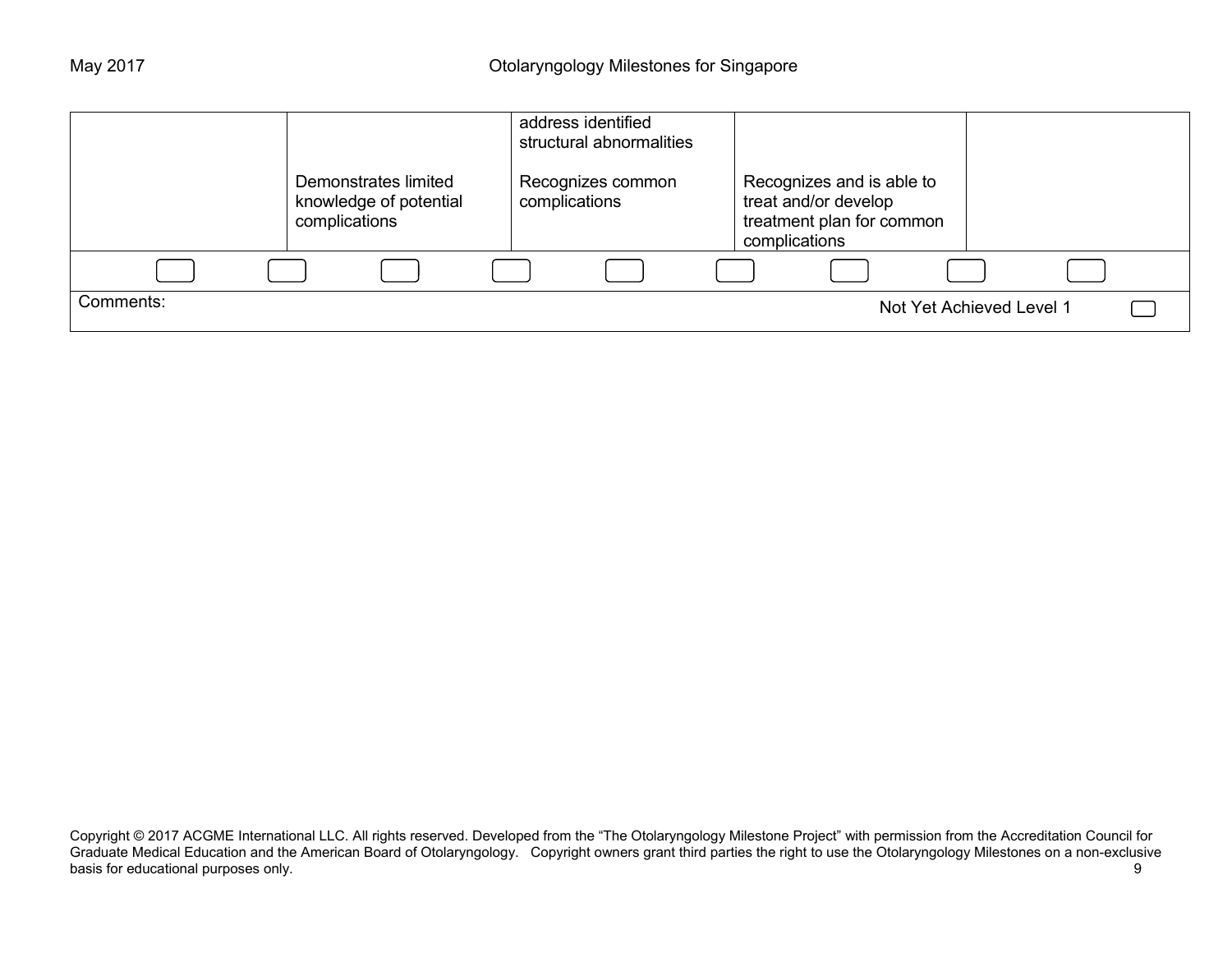| | | | | |
|---|---|---|---|---|
| | Demonstrates limited knowledge of potential complications | address identified structural abnormalities<br><br>Recognizes common complications | Recognizes and is able to treat and/or develop treatment plan for common complications | |

Comments:

Not Yet Achieved Level 1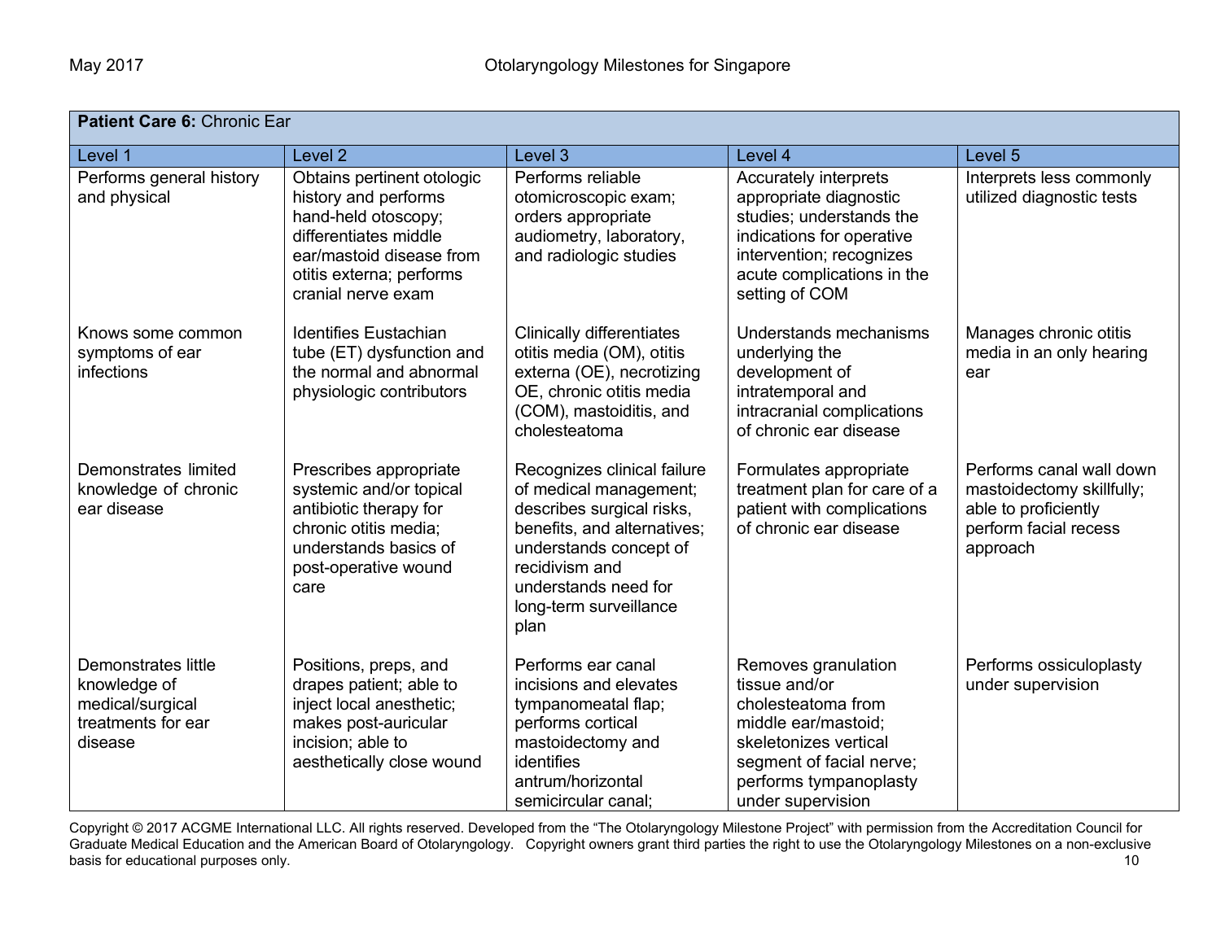| **Patient Care 6:** Chronic Ear | | | | |
|---|---|---|---|---|
| Level 1 | Level 2 | Level 3 | Level 4 | Level 5 |
| Performs general history and physical | Obtains pertinent otologic history and performs hand-held otoscopy; differentiates middle ear/mastoid disease from otitis externa; performs cranial nerve exam | Performs reliable otomicroscopic exam; orders appropriate audiometry, laboratory, and radiologic studies | Accurately interprets appropriate diagnostic studies; understands the indications for operative intervention; recognizes acute complications in the setting of COM | Interprets less commonly utilized diagnostic tests |
| Knows some common symptoms of ear infections | Identifies Eustachian tube (ET) dysfunction and the normal and abnormal physiologic contributors | Clinically differentiates otitis media (OM), otitis externa (OE), necrotizing OE, chronic otitis media (COM), mastoiditis, and cholesteatoma | Understands mechanisms underlying the development of intratemporal and intracranial complications of chronic ear disease | Manages chronic otitis media in an only hearing ear |
| Demonstrates limited knowledge of chronic ear disease | Prescribes appropriate systemic and/or topical antibiotic therapy for chronic otitis media; understands basics of post-operative wound care | Recognizes clinical failure of medical management; describes surgical risks, benefits, and alternatives; understands concept of recidivism and understands need for long-term surveillance plan | Formulates appropriate treatment plan for care of a patient with complications of chronic ear disease | Performs canal wall down mastoidectomy skillfully; able to proficiently perform facial recess approach |
| Demonstrates little knowledge of medical/surgical treatments for ear disease | Positions, preps, and drapes patient; able to inject local anesthetic; makes post-auricular incision; able to aesthetically close wound | Performs ear canal incisions and elevates tympanomeatal flap; performs cortical mastoidectomy and identifies antrum/horizontal semicircular canal; | Removes granulation tissue and/or cholesteatoma from middle ear/mastoid; skeletonizes vertical segment of facial nerve; performs tympanoplasty under supervision | Performs ossiculoplasty under supervision |

Copyright © 2017 ACGME International LLC. All rights reserved. Developed from the "The Otolaryngology Milestone Project" with permission from the Accreditation Council for Graduate Medical Education and the American Board of Otolaryngology. Copyright owners grant third parties the right to use the Otolaryngology Milestones on a non-exclusive basis for educational purposes only.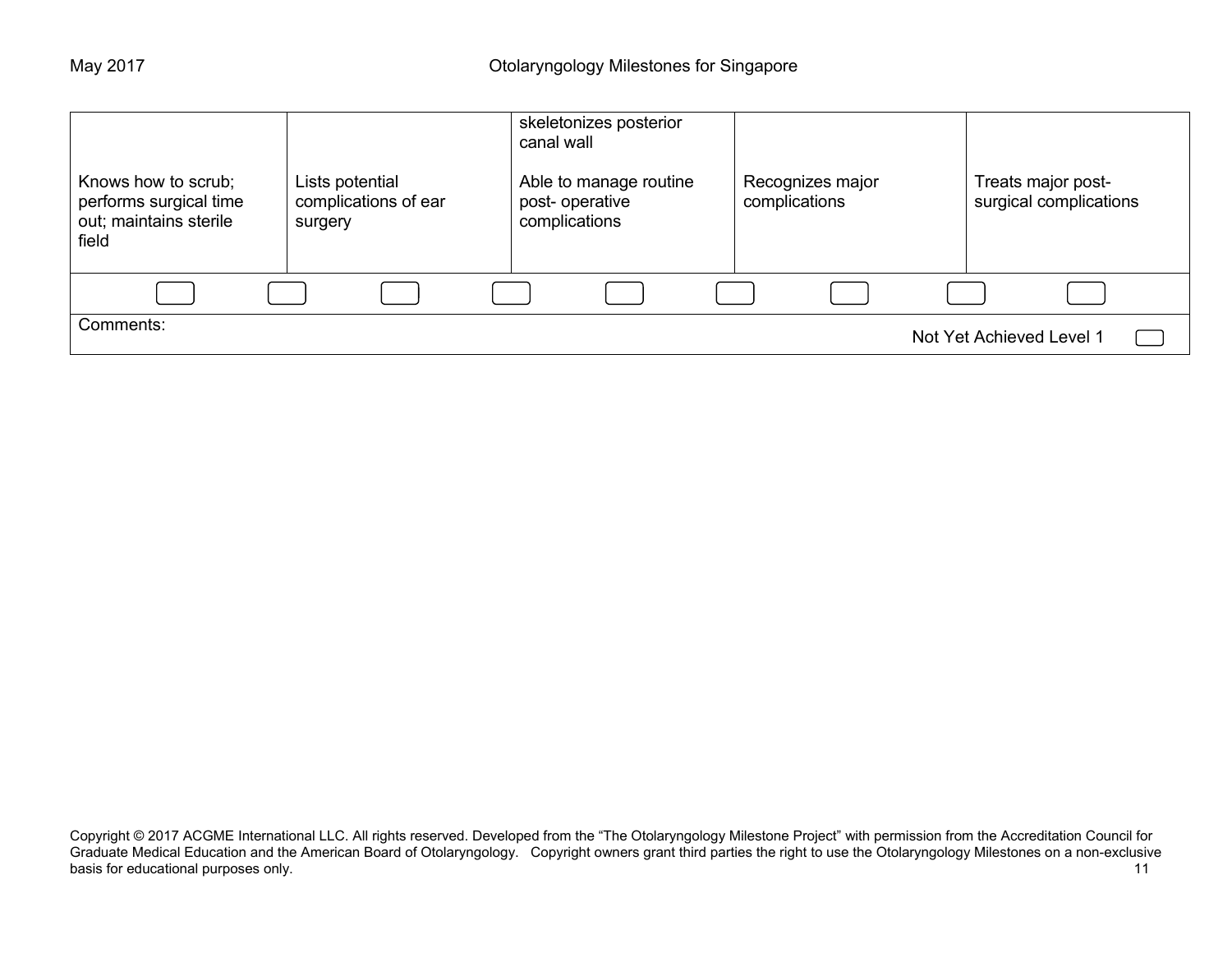| | | | | |
|---|---|---|---|---|
| Knows how to scrub; performs surgical time out; maintains sterile field | Lists potential complications of ear surgery | skeletonizes posterior canal wall<br><br>Able to manage routine post- operative complications | Recognizes major complications | Treats major post-surgical complications |

Comments:

Not Yet Achieved Level 1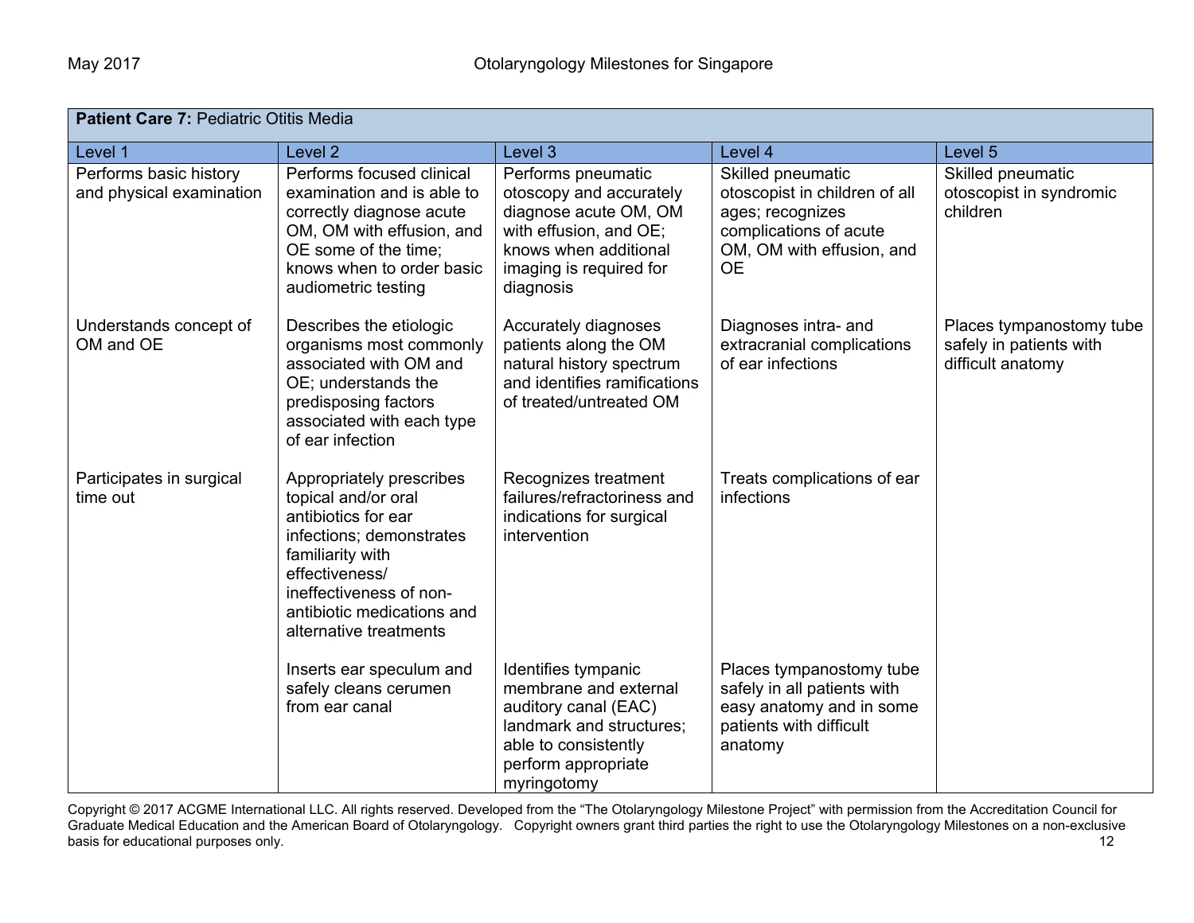| **Patient Care 7:** Pediatric Otitis Media | | | | |
|---|---|---|---|---|
| Level 1 | Level 2 | Level 3 | Level 4 | Level 5 |
| Performs basic history and physical examination | Performs focused clinical examination and is able to correctly diagnose acute OM, OM with effusion, and OE some of the time; knows when to order basic audiometric testing | Performs pneumatic otoscopy and accurately diagnose acute OM, OM with effusion, and OE; knows when additional imaging is required for diagnosis | Skilled pneumatic otoscopist in children of all ages; recognizes complications of acute OM, OM with effusion, and OE | Skilled pneumatic otoscopist in syndromic children |
| Understands concept of OM and OE | Describes the etiologic organisms most commonly associated with OM and OE; understands the predisposing factors associated with each type of ear infection | Accurately diagnoses patients along the OM natural history spectrum and identifies ramifications of treated/untreated OM | Diagnoses intra- and extracranial complications of ear infections | Places tympanostomy tube safely in patients with difficult anatomy |
| Participates in surgical time out | Appropriately prescribes topical and/or oral antibiotics for ear infections; demonstrates familiarity with effectiveness/ ineffectiveness of non-antibiotic medications and alternative treatments | Recognizes treatment failures/refractoriness and indications for surgical intervention | Treats complications of ear infections | |
| | Inserts ear speculum and safely cleans cerumen from ear canal | Identifies tympanic membrane and external auditory canal (EAC) landmark and structures; able to consistently perform appropriate myringotomy | Places tympanostomy tube safely in all patients with easy anatomy and in some patients with difficult anatomy | |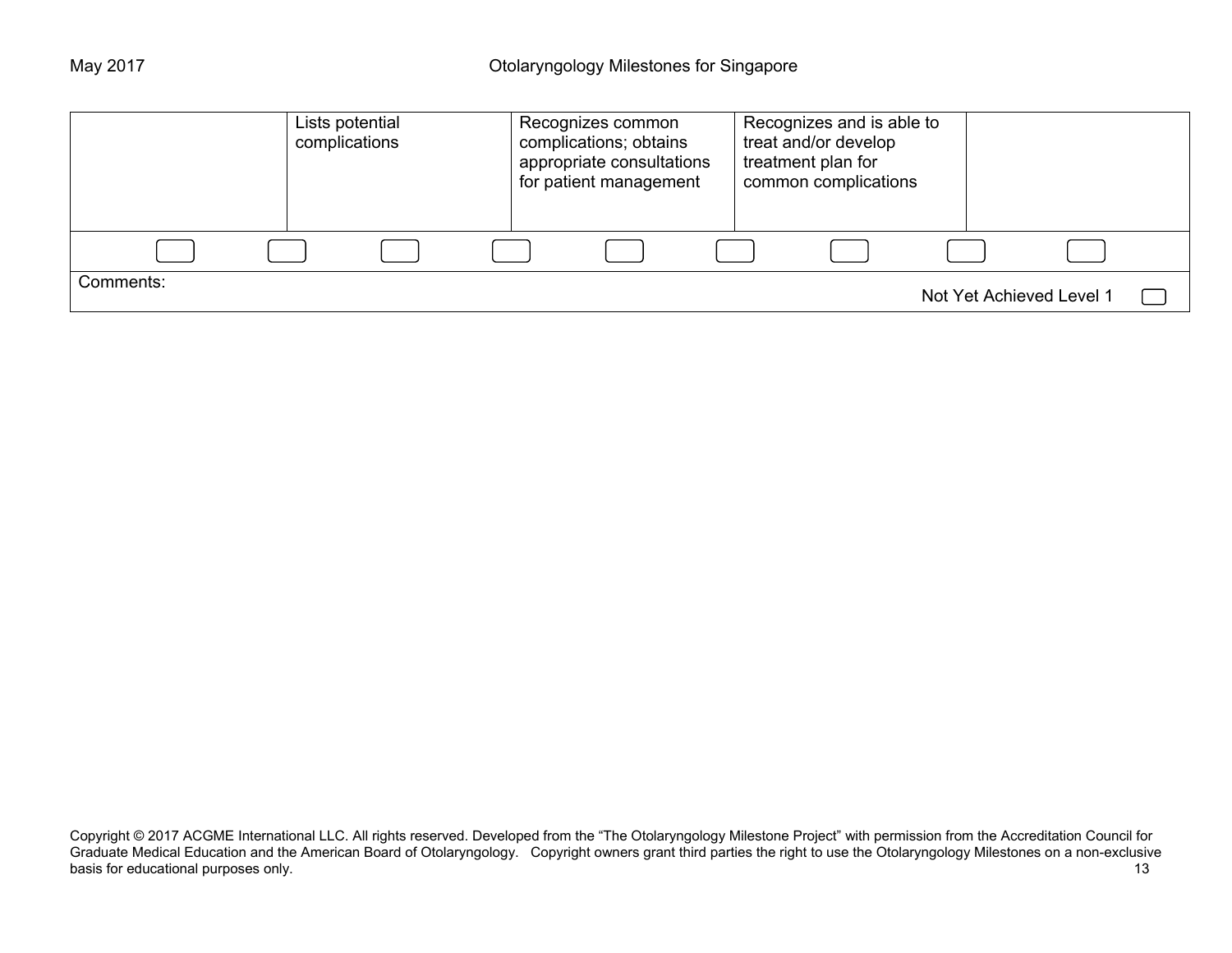| | | | | |
|---|---|---|---|---|
| | Lists potential complications | Recognizes common complications; obtains appropriate consultations for patient management | Recognizes and is able to treat and/or develop treatment plan for common complications | |

Comments:

Not Yet Achieved Level 1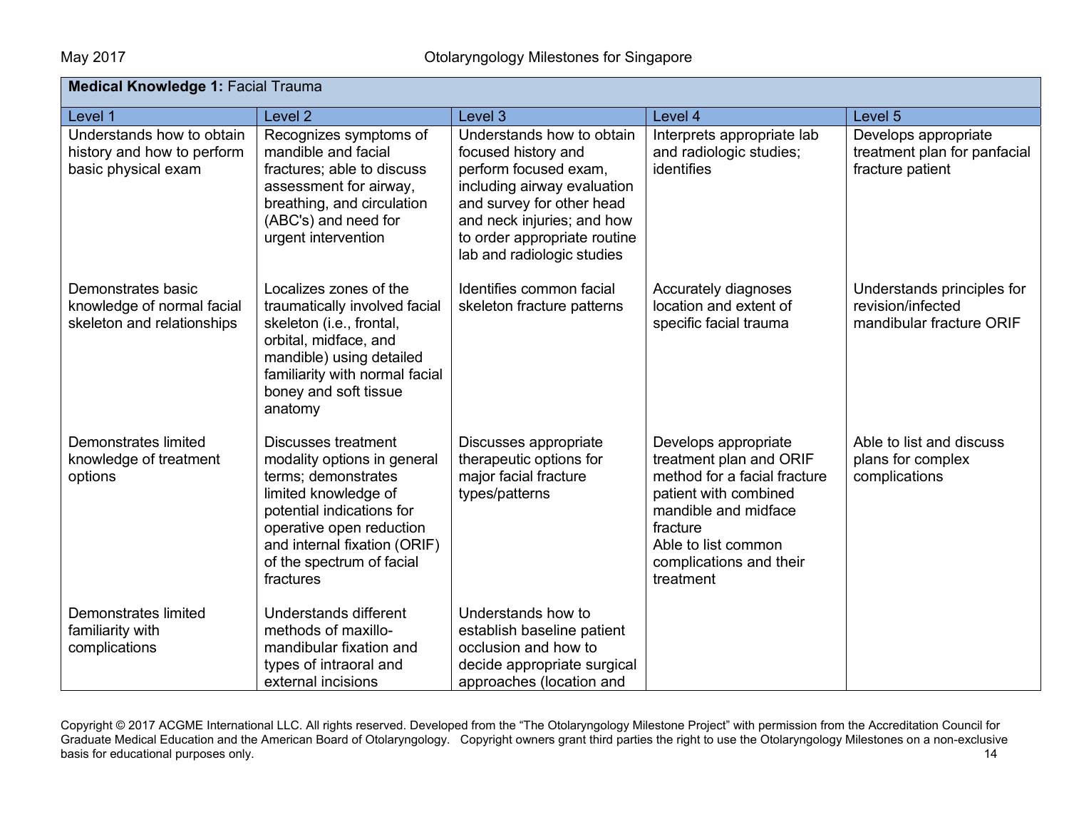| **Medical Knowledge 1:** Facial Trauma | | | | |
|---|---|---|---|---|
| Level 1 | Level 2 | Level 3 | Level 4 | Level 5 |
| Understands how to obtain history and how to perform basic physical exam | Recognizes symptoms of mandible and facial fractures; able to discuss assessment for airway, breathing, and circulation (ABC's) and need for urgent intervention | Understands how to obtain focused history and perform focused exam, including airway evaluation and survey for other head and neck injuries; and how to order appropriate routine lab and radiologic studies | Interprets appropriate lab and radiologic studies; identifies | Develops appropriate treatment plan for panfacial fracture patient |
| Demonstrates basic knowledge of normal facial skeleton and relationships | Localizes zones of the traumatically involved facial skeleton (i.e., frontal, orbital, midface, and mandible) using detailed familiarity with normal facial boney and soft tissue anatomy | Identifies common facial skeleton fracture patterns | Accurately diagnoses location and extent of specific facial trauma | Understands principles for revision/infected mandibular fracture ORIF |
| Demonstrates limited knowledge of treatment options | Discusses treatment modality options in general terms; demonstrates limited knowledge of potential indications for operative open reduction and internal fixation (ORIF) of the spectrum of facial fractures | Discusses appropriate therapeutic options for major facial fracture types/patterns | Develops appropriate treatment plan and ORIF method for a facial fracture patient with combined mandible and midface fracture<br>Able to list common complications and their treatment | Able to list and discuss plans for complex complications |
| Demonstrates limited familiarity with complications | Understands different methods of maxillo-mandibular fixation and types of intraoral and external incisions | Understands how to establish baseline patient occlusion and how to decide appropriate surgical approaches (location and | | |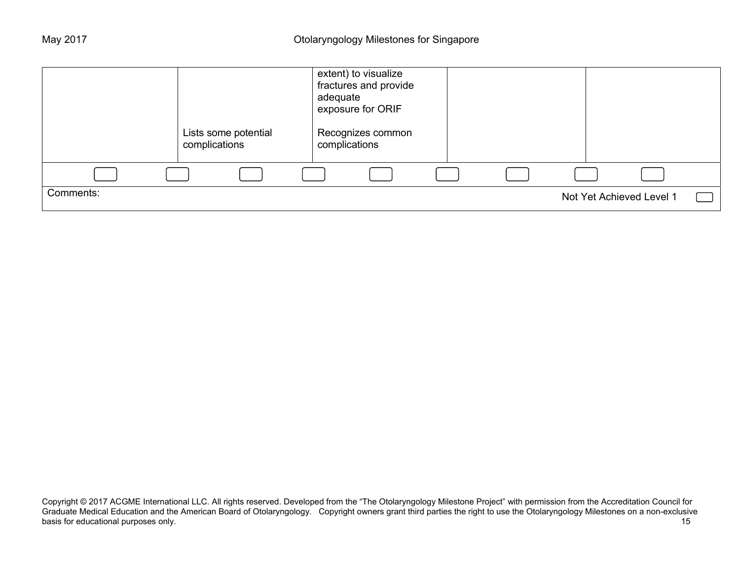| | | | | |
|---|---|---|---|---|
| | Lists some potential complications | extent) to visualize fractures and provide adequate exposure for ORIF<br><br>Recognizes common complications | | |

Comments:

Not Yet Achieved Level 1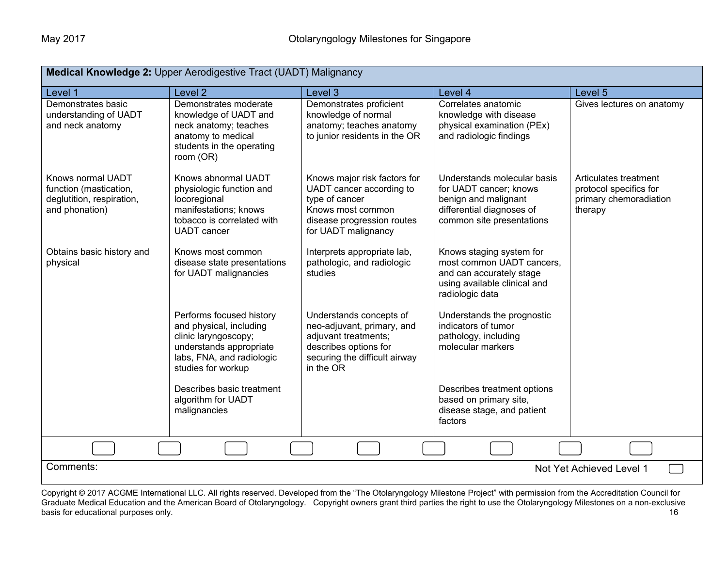| **Medical Knowledge 2:** Upper Aerodigestive Tract (UADT) Malignancy | | | | |
|---|---|---|---|---|
| Level 1 | Level 2 | Level 3 | Level 4 | Level 5 |
| Demonstrates basic understanding of UADT and neck anatomy | Demonstrates moderate knowledge of UADT and neck anatomy; teaches anatomy to medical students in the operating room (OR) | Demonstrates proficient knowledge of normal anatomy; teaches anatomy to junior residents in the OR | Correlates anatomic knowledge with disease physical examination (PEx) and radiologic findings | Gives lectures on anatomy |
| Knows normal UADT function (mastication, deglutition, respiration, and phonation) | Knows abnormal UADT physiologic function and locoregional manifestations; knows tobacco is correlated with UADT cancer | Knows major risk factors for UADT cancer according to type of cancer<br>Knows most common disease progression routes for UADT malignancy | Understands molecular basis for UADT cancer; knows benign and malignant differential diagnoses of common site presentations | Articulates treatment protocol specifics for primary chemoradiation therapy |
| Obtains basic history and physical | Knows most common disease state presentations for UADT malignancies | Interprets appropriate lab, pathologic, and radiologic studies | Knows staging system for most common UADT cancers, and can accurately stage using available clinical and radiologic data | |
| | Performs focused history and physical, including clinic laryngoscopy; understands appropriate labs, FNA, and radiologic studies for workup | Understands concepts of neo-adjuvant, primary, and adjuvant treatments; describes options for securing the difficult airway in the OR | Understands the prognostic indicators of tumor pathology, including molecular markers | |
| | Describes basic treatment algorithm for UADT malignancies | | Describes treatment options based on primary site, disease stage, and patient factors | |

Comments:

Not Yet Achieved Level 1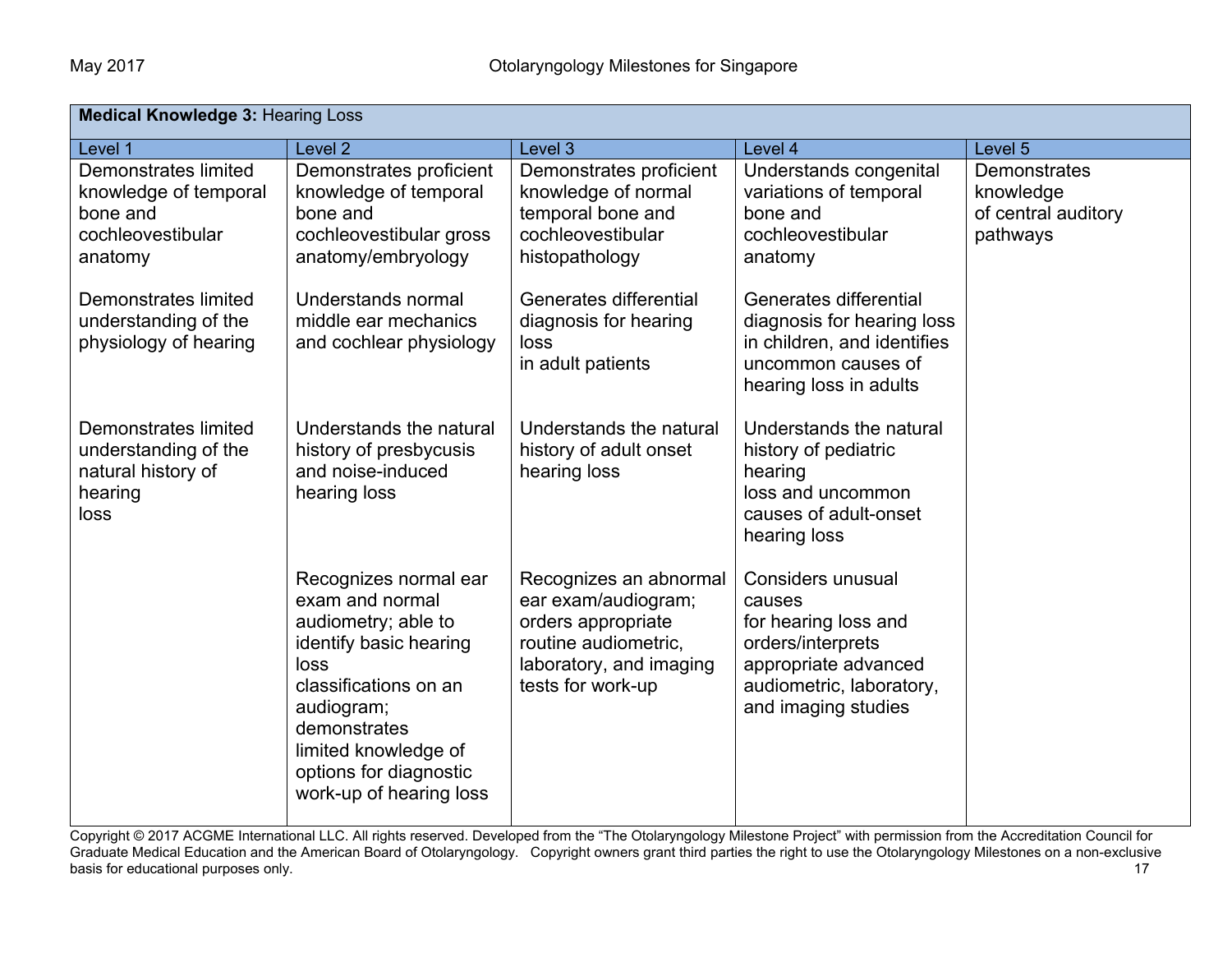| **Medical Knowledge 3:** Hearing Loss | | | | |
|---|---|---|---|---|
| Level 1 | Level 2 | Level 3 | Level 4 | Level 5 |
| Demonstrates limited knowledge of temporal bone and cochleovestibular anatomy | Demonstrates proficient knowledge of temporal bone and cochleovestibular gross anatomy/embryology | Demonstrates proficient knowledge of normal temporal bone and cochleovestibular histopathology | Understands congenital variations of temporal bone and cochleovestibular anatomy | Demonstrates knowledge of central auditory pathways |
| Demonstrates limited understanding of the physiology of hearing | Understands normal middle ear mechanics and cochlear physiology | Generates differential diagnosis for hearing loss in adult patients | Generates differential diagnosis for hearing loss in children, and identifies uncommon causes of hearing loss in adults | |
| Demonstrates limited understanding of the natural history of hearing loss | Understands the natural history of presbycusis and noise-induced hearing loss | Understands the natural history of adult onset hearing loss | Understands the natural history of pediatric hearing loss and uncommon causes of adult-onset hearing loss | |
| | Recognizes normal ear exam and normal audiometry; able to identify basic hearing loss classifications on an audiogram; demonstrates limited knowledge of options for diagnostic work-up of hearing loss | Recognizes an abnormal ear exam/audiogram; orders appropriate routine audiometric, laboratory, and imaging tests for work-up | Considers unusual causes for hearing loss and orders/interprets appropriate advanced audiometric, laboratory, and imaging studies | |

Copyright © 2017 ACGME International LLC. All rights reserved. Developed from the "The Otolaryngology Milestone Project" with permission from the Accreditation Council for Graduate Medical Education and the American Board of Otolaryngology. Copyright owners grant third parties the right to use the Otolaryngology Milestones on a non-exclusive basis for educational purposes only.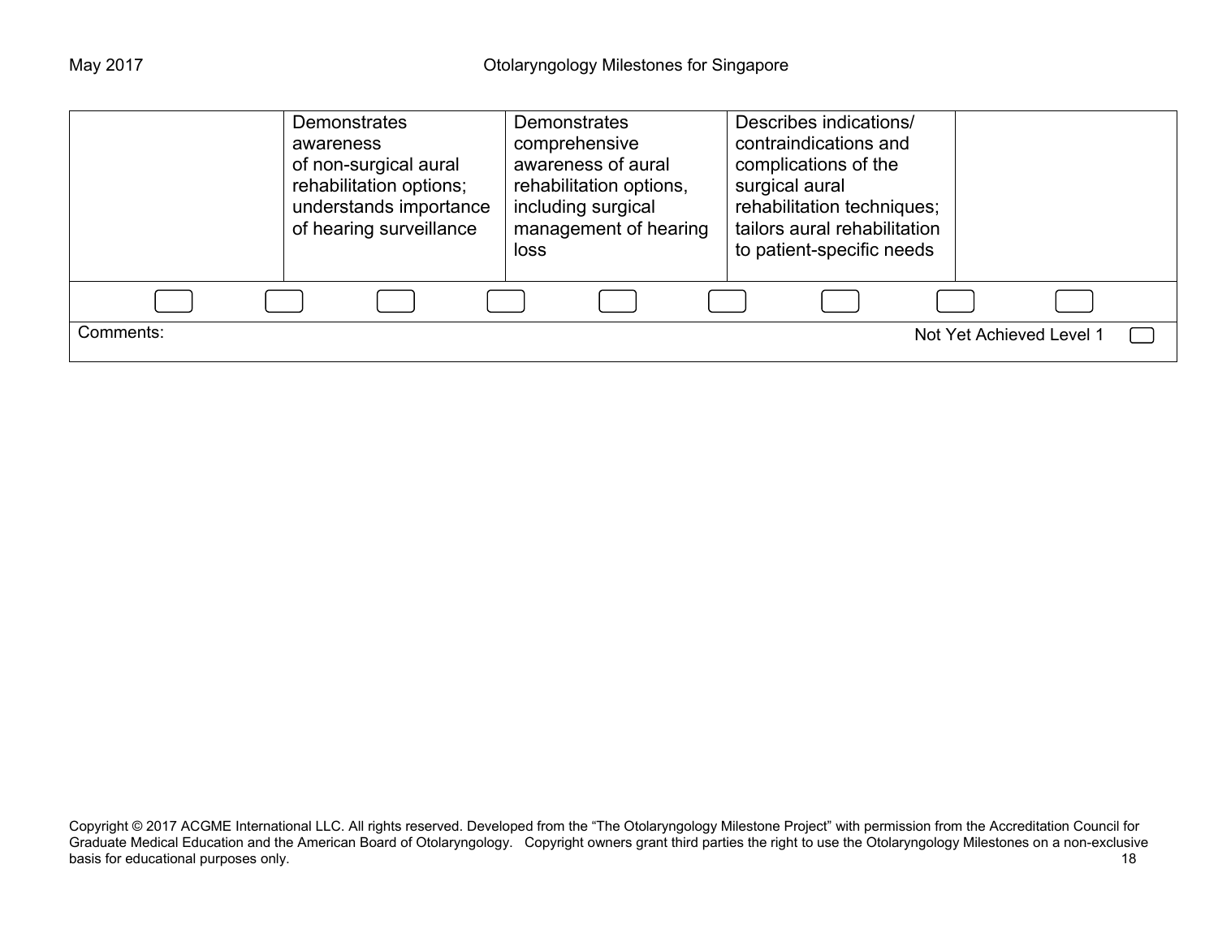| | | | | |
|---|---|---|---|---|
| | Demonstrates awareness of non-surgical aural rehabilitation options; understands importance of hearing surveillance | Demonstrates comprehensive awareness of aural rehabilitation options, including surgical management of hearing loss | Describes indications/ contraindications and complications of the surgical aural rehabilitation techniques; tailors aural rehabilitation to patient-specific needs | |

Comments: Not Yet Achieved Level 1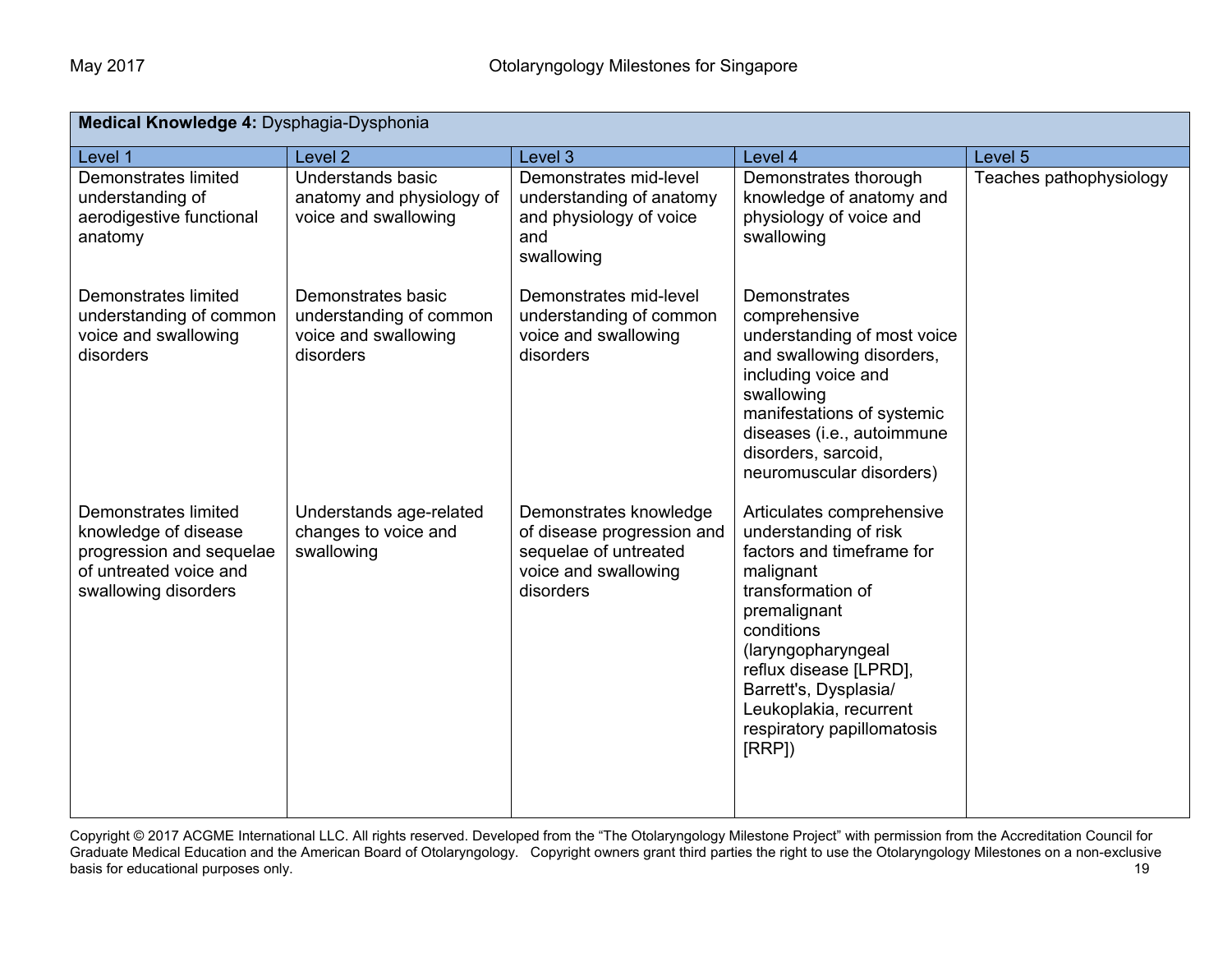| **Medical Knowledge 4:** Dysphagia-Dysphonia | | | | |
|---|---|---|---|---|
| Level 1 | Level 2 | Level 3 | Level 4 | Level 5 |
| Demonstrates limited understanding of aerodigestive functional anatomy | Understands basic anatomy and physiology of voice and swallowing | Demonstrates mid-level understanding of anatomy and physiology of voice and swallowing | Demonstrates thorough knowledge of anatomy and physiology of voice and swallowing | Teaches pathophysiology |
| Demonstrates limited understanding of common voice and swallowing disorders | Demonstrates basic understanding of common voice and swallowing disorders | Demonstrates mid-level understanding of common voice and swallowing disorders | Demonstrates comprehensive understanding of most voice and swallowing disorders, including voice and swallowing manifestations of systemic diseases (i.e., autoimmune disorders, sarcoid, neuromuscular disorders) | |
| Demonstrates limited knowledge of disease progression and sequelae of untreated voice and swallowing disorders | Understands age-related changes to voice and swallowing | Demonstrates knowledge of disease progression and sequelae of untreated voice and swallowing disorders | Articulates comprehensive understanding of risk factors and timeframe for malignant transformation of premalignant conditions (laryngopharyngeal reflux disease [LPRD], Barrett's, Dysplasia/ Leukoplakia, recurrent respiratory papillomatosis [RRP]) | |

Copyright © 2017 ACGME International LLC. All rights reserved. Developed from the "The Otolaryngology Milestone Project" with permission from the Accreditation Council for Graduate Medical Education and the American Board of Otolaryngology. Copyright owners grant third parties the right to use the Otolaryngology Milestones on a non-exclusive basis for educational purposes only.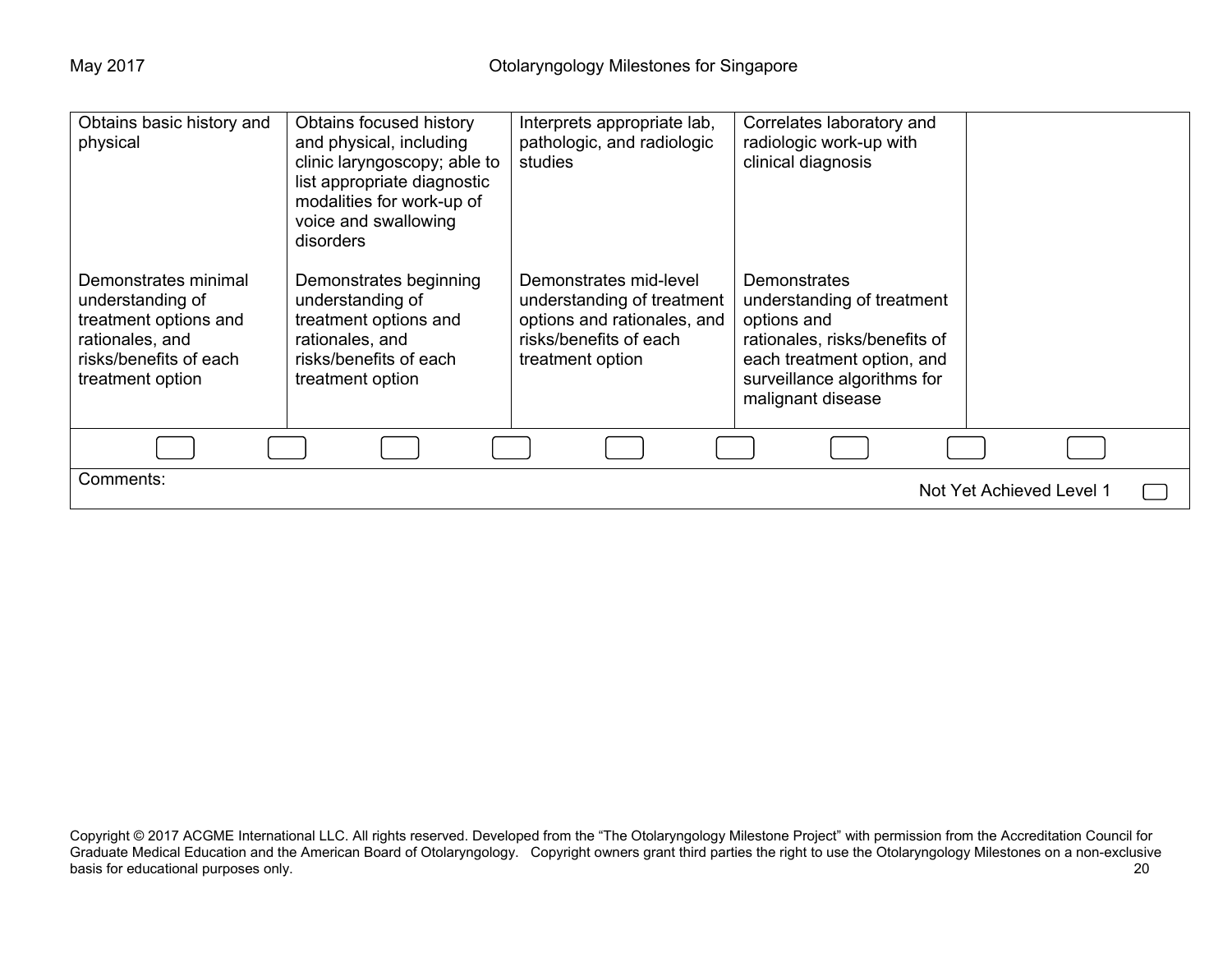| | | | | |
|---|---|---|---|---|
| Obtains basic history and physical | Obtains focused history and physical, including clinic laryngoscopy; able to list appropriate diagnostic modalities for work-up of voice and swallowing disorders | Interprets appropriate lab, pathologic, and radiologic studies | Correlates laboratory and radiologic work-up with clinical diagnosis | |
| Demonstrates minimal understanding of treatment options and rationales, and risks/benefits of each treatment option | Demonstrates beginning understanding of treatment options and rationales, and risks/benefits of each treatment option | Demonstrates mid-level understanding of treatment options and rationales, and risks/benefits of each treatment option | Demonstrates understanding of treatment options and rationales, risks/benefits of each treatment option, and surveillance algorithms for malignant disease | |

Comments:

Not Yet Achieved Level 1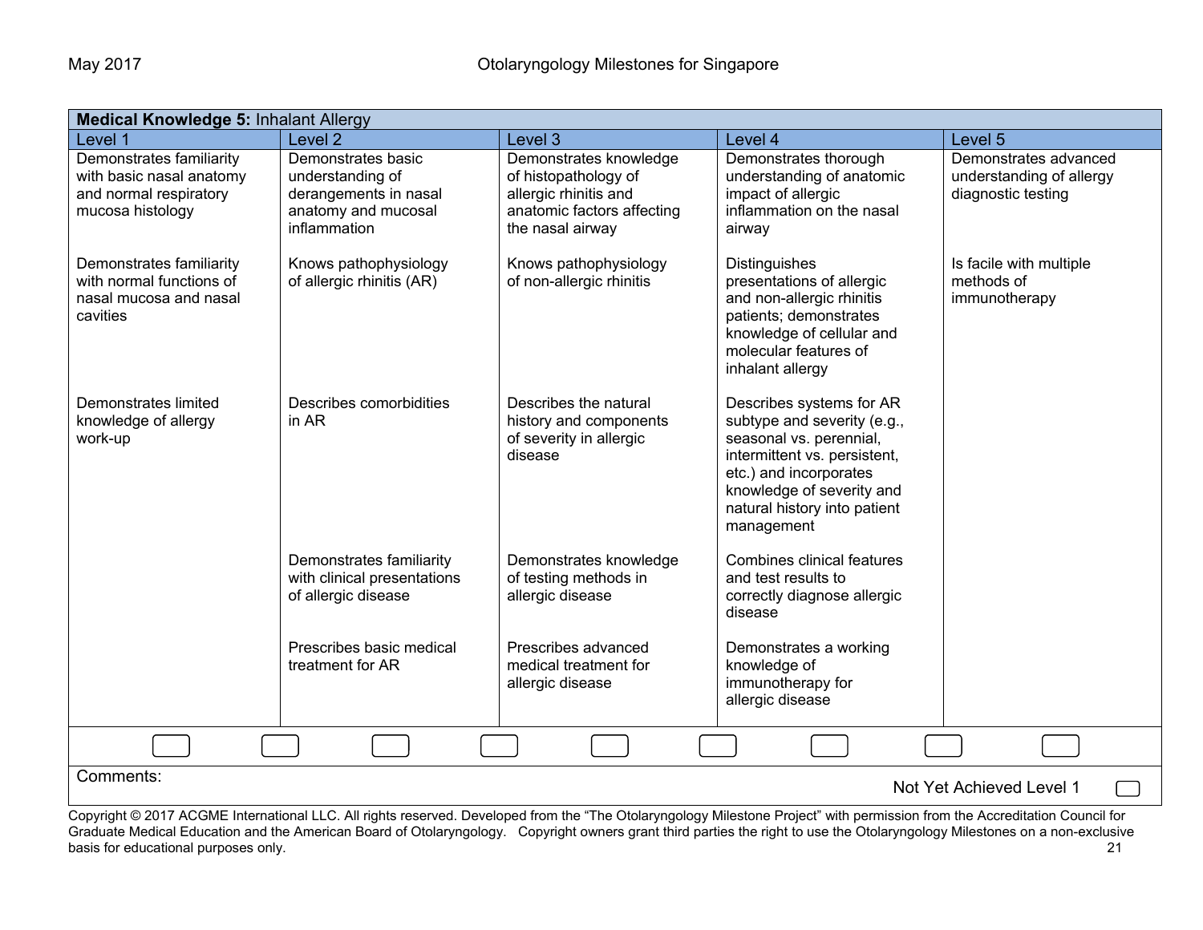| **Medical Knowledge 5:** Inhalant Allergy | | | | |
|---|---|---|---|---|
| Level 1 | Level 2 | Level 3 | Level 4 | Level 5 |
| Demonstrates familiarity with basic nasal anatomy and normal respiratory mucosa histology | Demonstrates basic understanding of derangements in nasal anatomy and mucosal inflammation | Demonstrates knowledge of histopathology of allergic rhinitis and anatomic factors affecting the nasal airway | Demonstrates thorough understanding of anatomic impact of allergic inflammation on the nasal airway | Demonstrates advanced understanding of allergy diagnostic testing |
| Demonstrates familiarity with normal functions of nasal mucosa and nasal cavities | Knows pathophysiology of allergic rhinitis (AR) | Knows pathophysiology of non-allergic rhinitis | Distinguishes presentations of allergic and non-allergic rhinitis patients; demonstrates knowledge of cellular and molecular features of inhalant allergy | Is facile with multiple methods of immunotherapy |
| Demonstrates limited knowledge of allergy work-up | Describes comorbidities in AR | Describes the natural history and components of severity in allergic disease | Describes systems for AR subtype and severity (e.g., seasonal vs. perennial, intermittent vs. persistent, etc.) and incorporates knowledge of severity and natural history into patient management | |
| | Demonstrates familiarity with clinical presentations of allergic disease | Demonstrates knowledge of testing methods in allergic disease | Combines clinical features and test results to correctly diagnose allergic disease | |
| | Prescribes basic medical treatment for AR | Prescribes advanced medical treatment for allergic disease | Demonstrates a working knowledge of immunotherapy for allergic disease | |

Comments:

Not Yet Achieved Level 1

Copyright © 2017 ACGME International LLC. All rights reserved. Developed from the "The Otolaryngology Milestone Project" with permission from the Accreditation Council for Graduate Medical Education and the American Board of Otolaryngology. Copyright owners grant third parties the right to use the Otolaryngology Milestones on a non-exclusive basis for educational purposes only.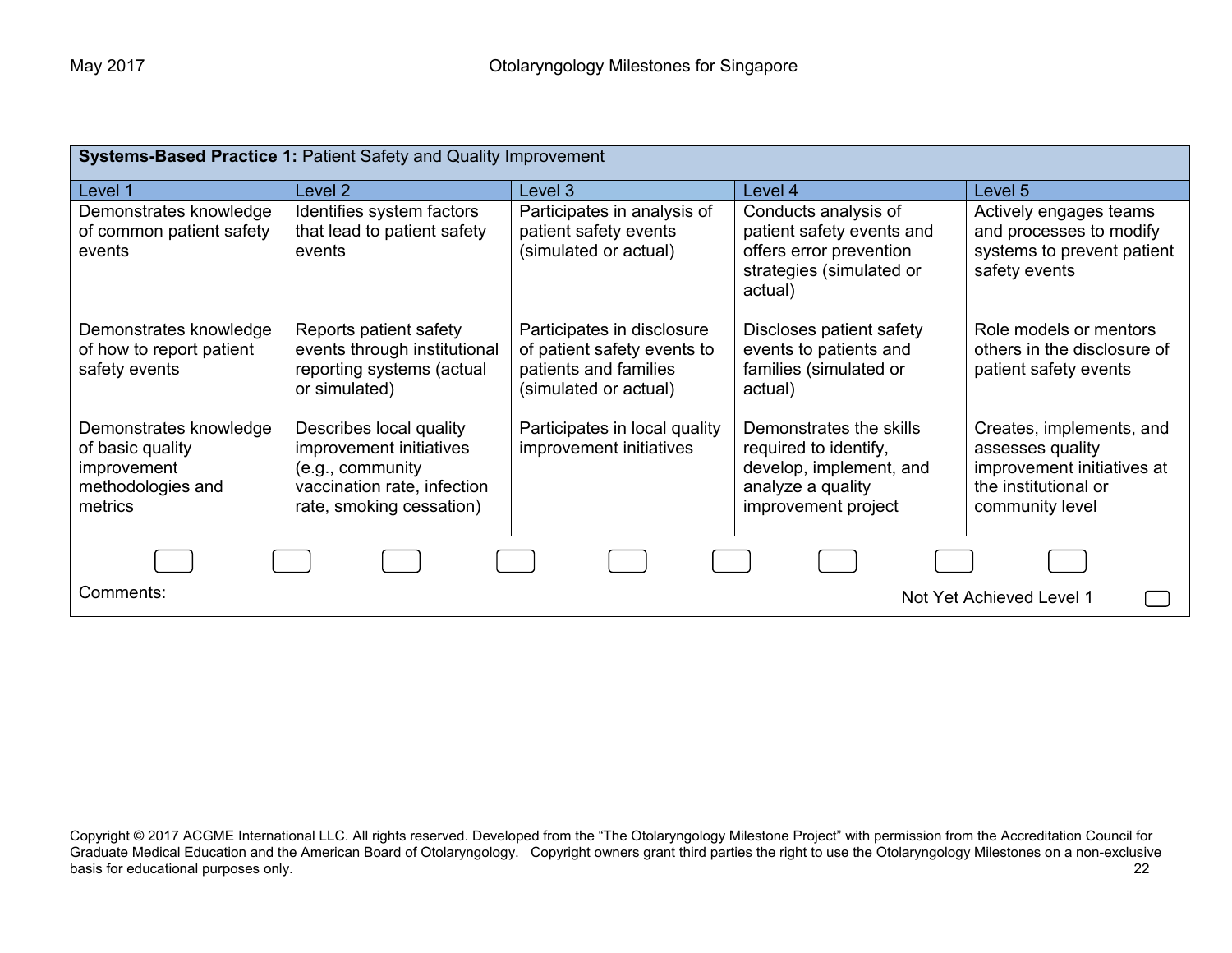| **Systems-Based Practice 1:** Patient Safety and Quality Improvement | | | | |
|---|---|---|---|---|
| Level 1 | Level 2 | Level 3 | Level 4 | Level 5 |
| Demonstrates knowledge of common patient safety events | Identifies system factors that lead to patient safety events | Participates in analysis of patient safety events (simulated or actual) | Conducts analysis of patient safety events and offers error prevention strategies (simulated or actual) | Actively engages teams and processes to modify systems to prevent patient safety events |
| Demonstrates knowledge of how to report patient safety events | Reports patient safety events through institutional reporting systems (actual or simulated) | Participates in disclosure of patient safety events to patients and families (simulated or actual) | Discloses patient safety events to patients and families (simulated or actual) | Role models or mentors others in the disclosure of patient safety events |
| Demonstrates knowledge of basic quality improvement methodologies and metrics | Describes local quality improvement initiatives (e.g., community vaccination rate, infection rate, smoking cessation) | Participates in local quality improvement initiatives | Demonstrates the skills required to identify, develop, implement, and analyze a quality improvement project | Creates, implements, and assesses quality improvement initiatives at the institutional or community level |

Comments:

Not Yet Achieved Level 1

Copyright © 2017 ACGME International LLC. All rights reserved. Developed from the "The Otolaryngology Milestone Project" with permission from the Accreditation Council for Graduate Medical Education and the American Board of Otolaryngology. Copyright owners grant third parties the right to use the Otolaryngology Milestones on a non-exclusive basis for educational purposes only.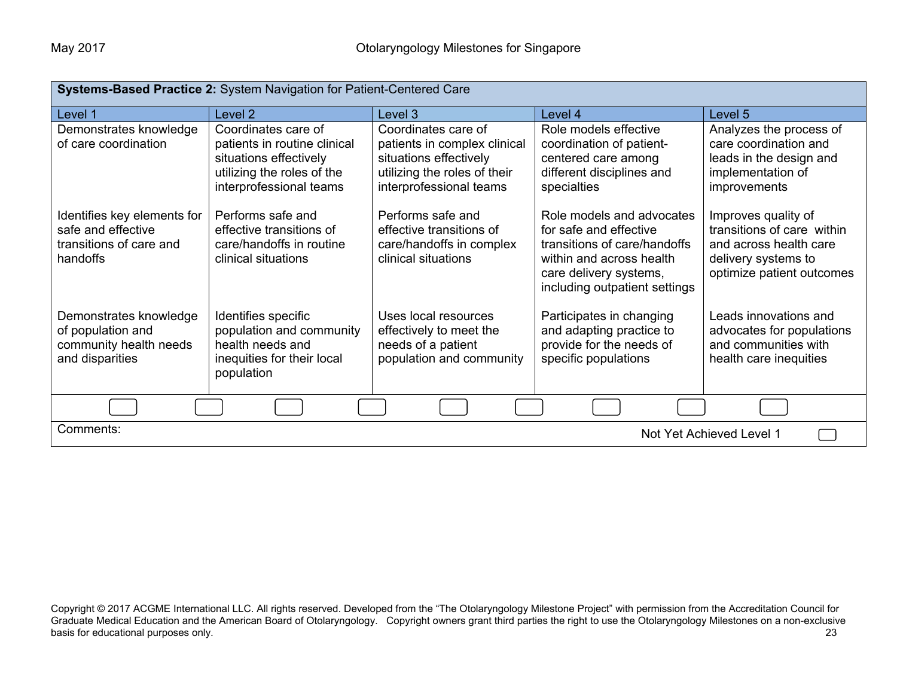**Systems-Based Practice 2:** System Navigation for Patient-Centered Care

| Level 1 | Level 2 | Level 3 | Level 4 | Level 5 |
|---|---|---|---|---|
| Demonstrates knowledge of care coordination | Coordinates care of patients in routine clinical situations effectively utilizing the roles of the interprofessional teams | Coordinates care of patients in complex clinical situations effectively utilizing the roles of their interprofessional teams | Role models effective coordination of patient-centered care among different disciplines and specialties | Analyzes the process of care coordination and leads in the design and implementation of improvements |
| Identifies key elements for safe and effective transitions of care and handoffs | Performs safe and effective transitions of care/handoffs in routine clinical situations | Performs safe and effective transitions of care/handoffs in complex clinical situations | Role models and advocates for safe and effective transitions of care/handoffs within and across health care delivery systems, including outpatient settings | Improves quality of transitions of care within and across health care delivery systems to optimize patient outcomes |
| Demonstrates knowledge of population and community health needs and disparities | Identifies specific population and community health needs and inequities for their local population | Uses local resources effectively to meet the needs of a patient population and community | Participates in changing and adapting practice to provide for the needs of specific populations | Leads innovations and advocates for populations and communities with health care inequities |

Comments:

Not Yet Achieved Level 1

Copyright © 2017 ACGME International LLC. All rights reserved. Developed from the "The Otolaryngology Milestone Project" with permission from the Accreditation Council for Graduate Medical Education and the American Board of Otolaryngology. Copyright owners grant third parties the right to use the Otolaryngology Milestones on a non-exclusive basis for educational purposes only.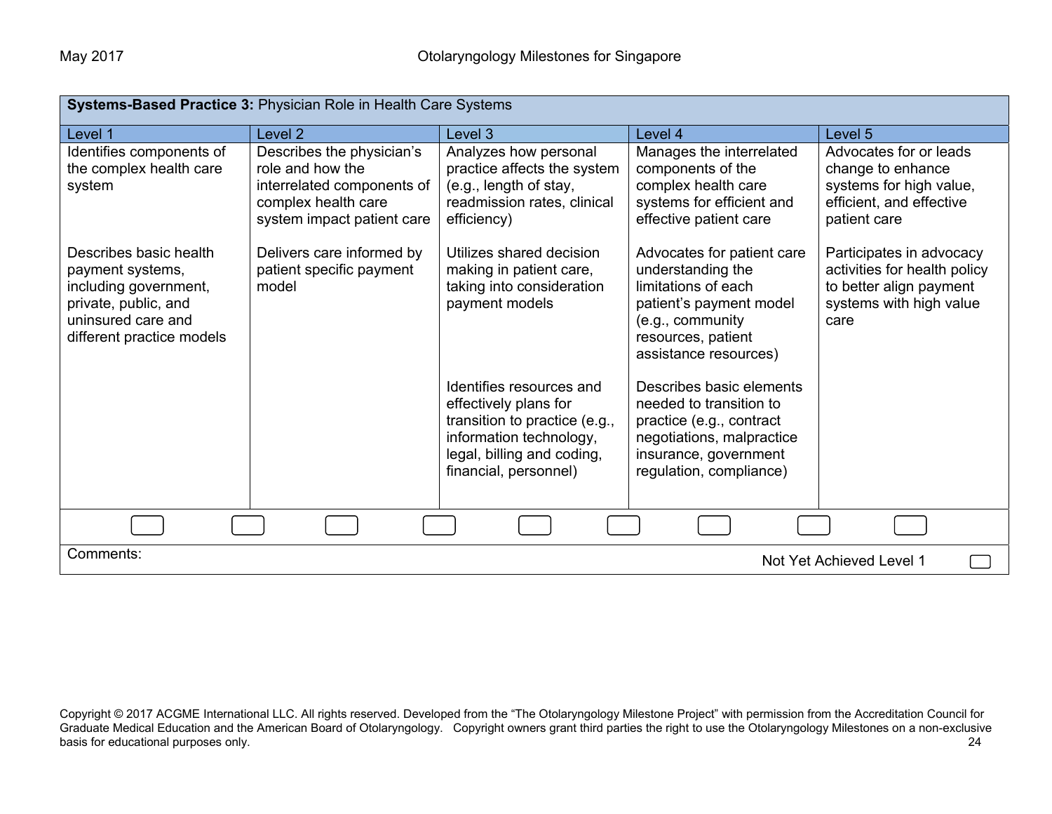**Systems-Based Practice 3:** Physician Role in Health Care Systems

| Level 1 | Level 2 | Level 3 | Level 4 | Level 5 |
|---|---|---|---|---|
| Identifies components of the complex health care system | Describes the physician's role and how the interrelated components of complex health care system impact patient care | Analyzes how personal practice affects the system (e.g., length of stay, readmission rates, clinical efficiency) | Manages the interrelated components of the complex health care systems for efficient and effective patient care | Advocates for or leads change to enhance systems for high value, efficient, and effective patient care |
| Describes basic health payment systems, including government, private, public, and uninsured care and different practice models | Delivers care informed by patient specific payment model | Utilizes shared decision making in patient care, taking into consideration payment models | Advocates for patient care understanding the limitations of each patient's payment model (e.g., community resources, patient assistance resources) | Participates in advocacy activities for health policy to better align payment systems with high value care |
| | | Identifies resources and effectively plans for transition to practice (e.g., information technology, legal, billing and coding, financial, personnel) | Describes basic elements needed to transition to practice (e.g., contract negotiations, malpractice insurance, government regulation, compliance) | |

Comments:

Not Yet Achieved Level 1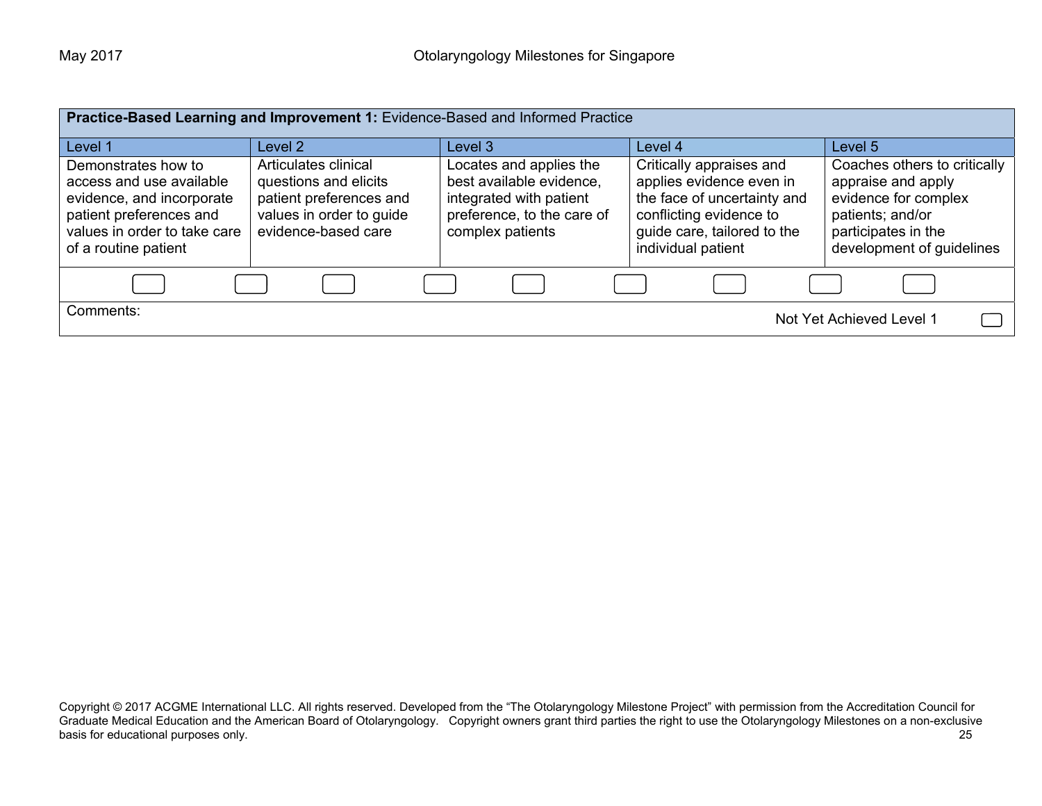| **Practice-Based Learning and Improvement 1:** Evidence-Based and Informed Practice | | | | |
|---|---|---|---|---|
| Level 1 | Level 2 | Level 3 | Level 4 | Level 5 |
| Demonstrates how to access and use available evidence, and incorporate patient preferences and values in order to take care of a routine patient | Articulates clinical questions and elicits patient preferences and values in order to guide evidence-based care | Locates and applies the best available evidence, integrated with patient preference, to the care of complex patients | Critically appraises and applies evidence even in the face of uncertainty and conflicting evidence to guide care, tailored to the individual patient | Coaches others to critically appraise and apply evidence for complex patients; and/or participates in the development of guidelines |

Comments:

Not Yet Achieved Level 1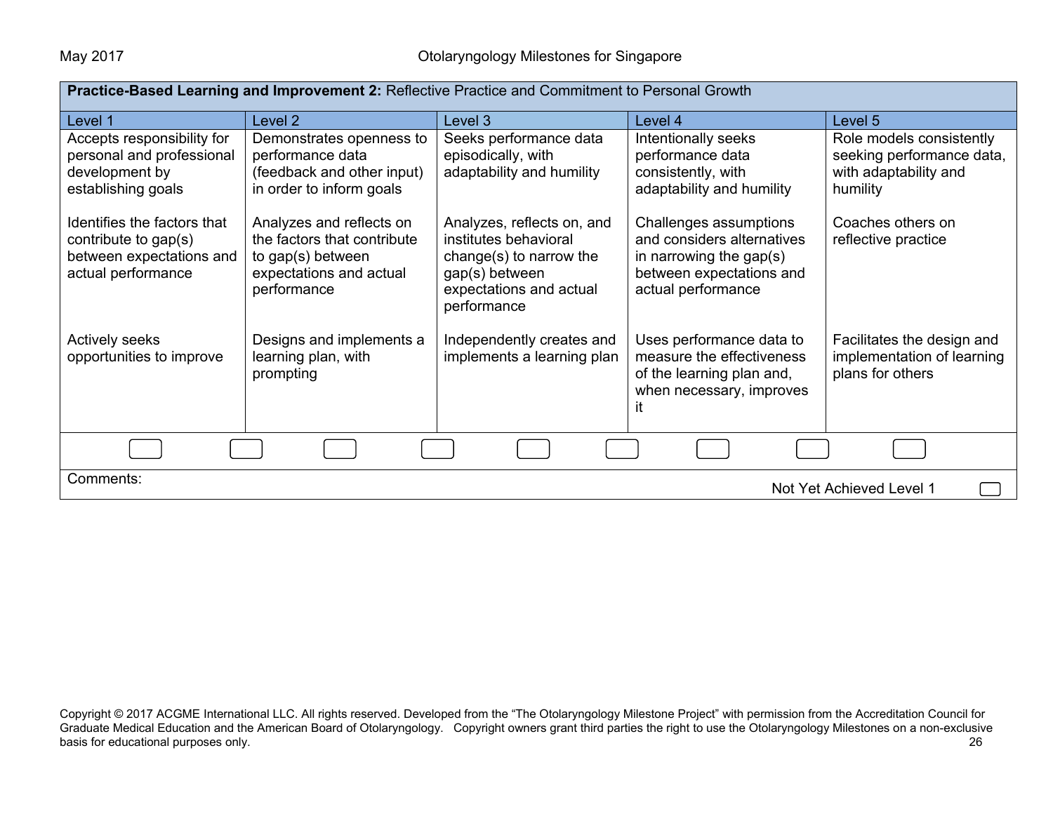**Practice-Based Learning and Improvement 2:** Reflective Practice and Commitment to Personal Growth

| Level 1 | Level 2 | Level 3 | Level 4 | Level 5 |
|---|---|---|---|---|
| Accepts responsibility for personal and professional development by establishing goals | Demonstrates openness to performance data (feedback and other input) in order to inform goals | Seeks performance data episodically, with adaptability and humility | Intentionally seeks performance data consistently, with adaptability and humility | Role models consistently seeking performance data, with adaptability and humility |
| Identifies the factors that contribute to gap(s) between expectations and actual performance | Analyzes and reflects on the factors that contribute to gap(s) between expectations and actual performance | Analyzes, reflects on, and institutes behavioral change(s) to narrow the gap(s) between expectations and actual performance | Challenges assumptions and considers alternatives in narrowing the gap(s) between expectations and actual performance | Coaches others on reflective practice |
| Actively seeks opportunities to improve | Designs and implements a learning plan, with prompting | Independently creates and implements a learning plan | Uses performance data to measure the effectiveness of the learning plan and, when necessary, improves it | Facilitates the design and implementation of learning plans for others |

Comments:

Not Yet Achieved Level 1

Copyright © 2017 ACGME International LLC. All rights reserved. Developed from the "The Otolaryngology Milestone Project" with permission from the Accreditation Council for Graduate Medical Education and the American Board of Otolaryngology. Copyright owners grant third parties the right to use the Otolaryngology Milestones on a non-exclusive basis for educational purposes only.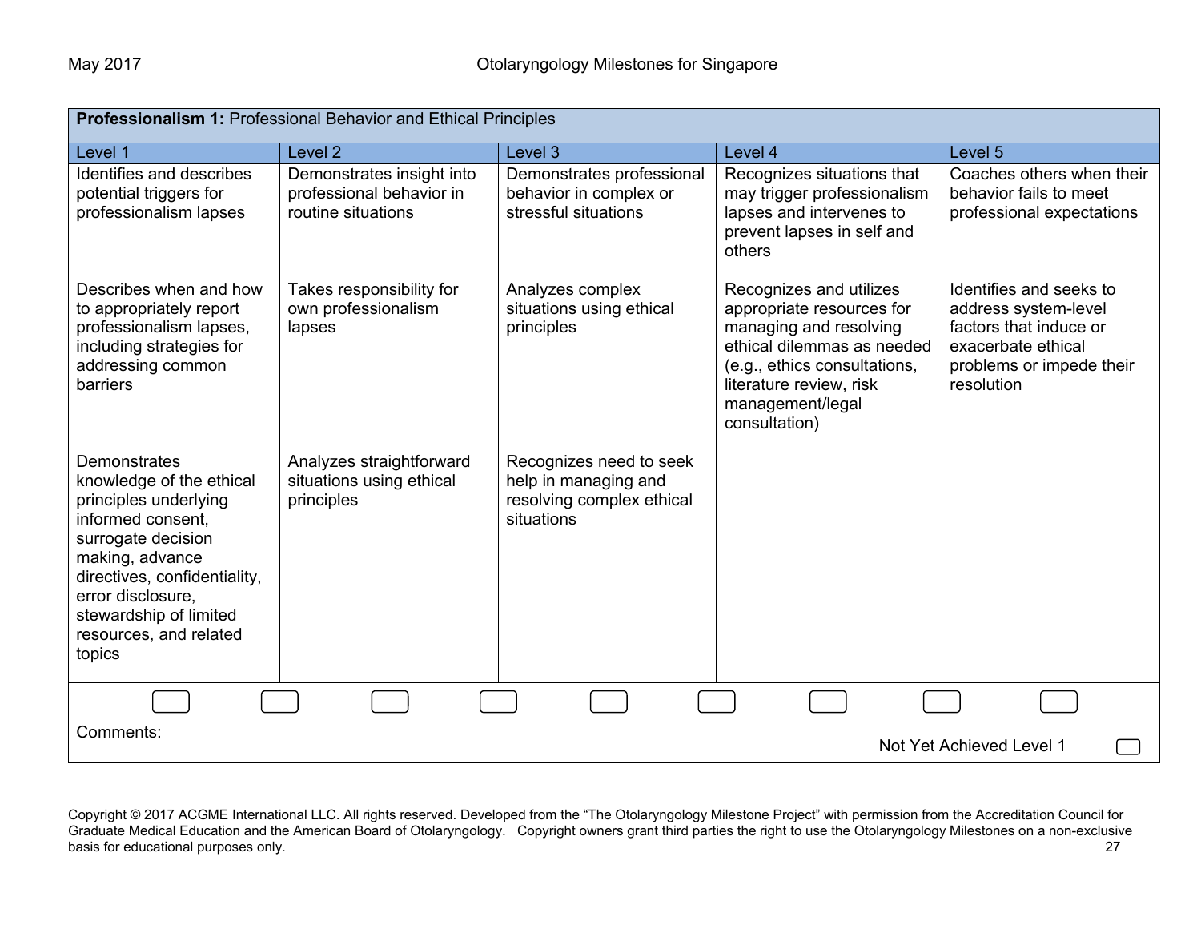| **Professionalism 1:** Professional Behavior and Ethical Principles | | | | |
|---|---|---|---|---|
| Level 1 | Level 2 | Level 3 | Level 4 | Level 5 |
| Identifies and describes potential triggers for professionalism lapses | Demonstrates insight into professional behavior in routine situations | Demonstrates professional behavior in complex or stressful situations | Recognizes situations that may trigger professionalism lapses and intervenes to prevent lapses in self and others | Coaches others when their behavior fails to meet professional expectations |
| Describes when and how to appropriately report professionalism lapses, including strategies for addressing common barriers | Takes responsibility for own professionalism lapses | Analyzes complex situations using ethical principles | Recognizes and utilizes appropriate resources for managing and resolving ethical dilemmas as needed (e.g., ethics consultations, literature review, risk management/legal consultation) | Identifies and seeks to address system-level factors that induce or exacerbate ethical problems or impede their resolution |
| Demonstrates knowledge of the ethical principles underlying informed consent, surrogate decision making, advance directives, confidentiality, error disclosure, stewardship of limited resources, and related topics | Analyzes straightforward situations using ethical principles | Recognizes need to seek help in managing and resolving complex ethical situations | | |

Comments:

Not Yet Achieved Level 1

Copyright © 2017 ACGME International LLC. All rights reserved. Developed from the "The Otolaryngology Milestone Project" with permission from the Accreditation Council for Graduate Medical Education and the American Board of Otolaryngology. Copyright owners grant third parties the right to use the Otolaryngology Milestones on a non-exclusive basis for educational purposes only.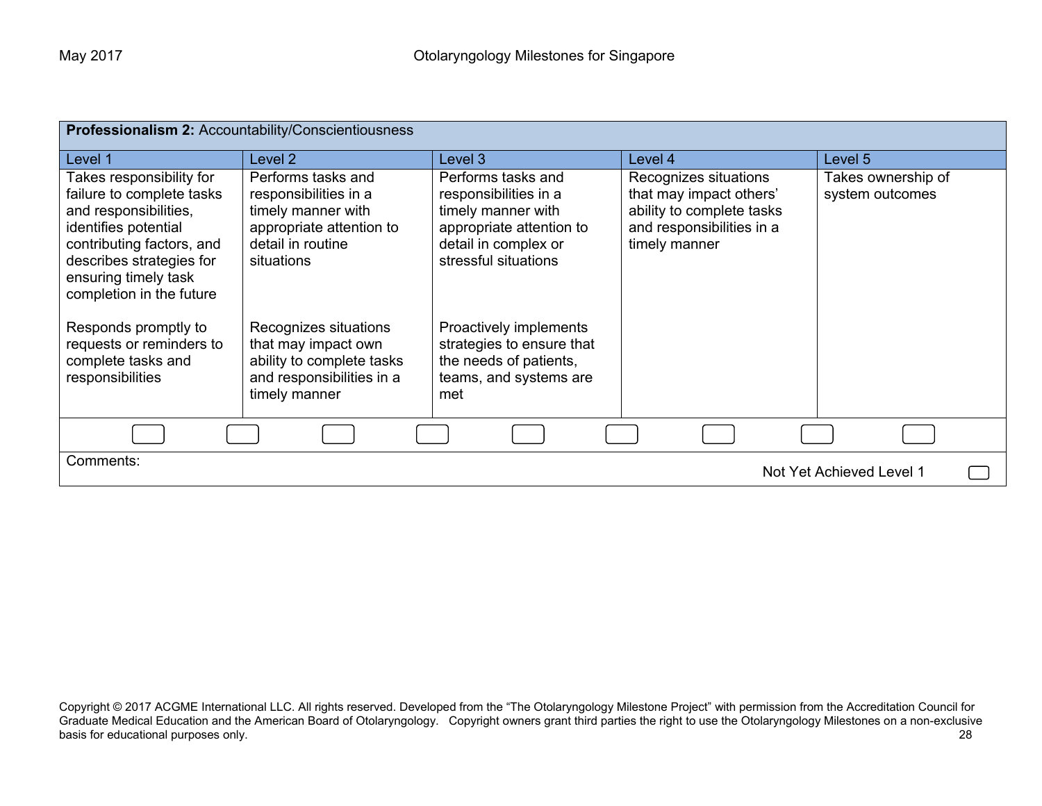**Professionalism 2:** Accountability/Conscientiousness

| Level 1 | Level 2 | Level 3 | Level 4 | Level 5 |
|---|---|---|---|---|
| Takes responsibility for failure to complete tasks and responsibilities, identifies potential contributing factors, and describes strategies for ensuring timely task completion in the future<br><br>Responds promptly to requests or reminders to complete tasks and responsibilities | Performs tasks and responsibilities in a timely manner with appropriate attention to detail in routine situations<br><br>Recognizes situations that may impact own ability to complete tasks and responsibilities in a timely manner | Performs tasks and responsibilities in a timely manner with appropriate attention to detail in complex or stressful situations<br><br>Proactively implements strategies to ensure that the needs of patients, teams, and systems are met | Recognizes situations that may impact others' ability to complete tasks and responsibilities in a timely manner | Takes ownership of system outcomes |

Comments:

Not Yet Achieved Level 1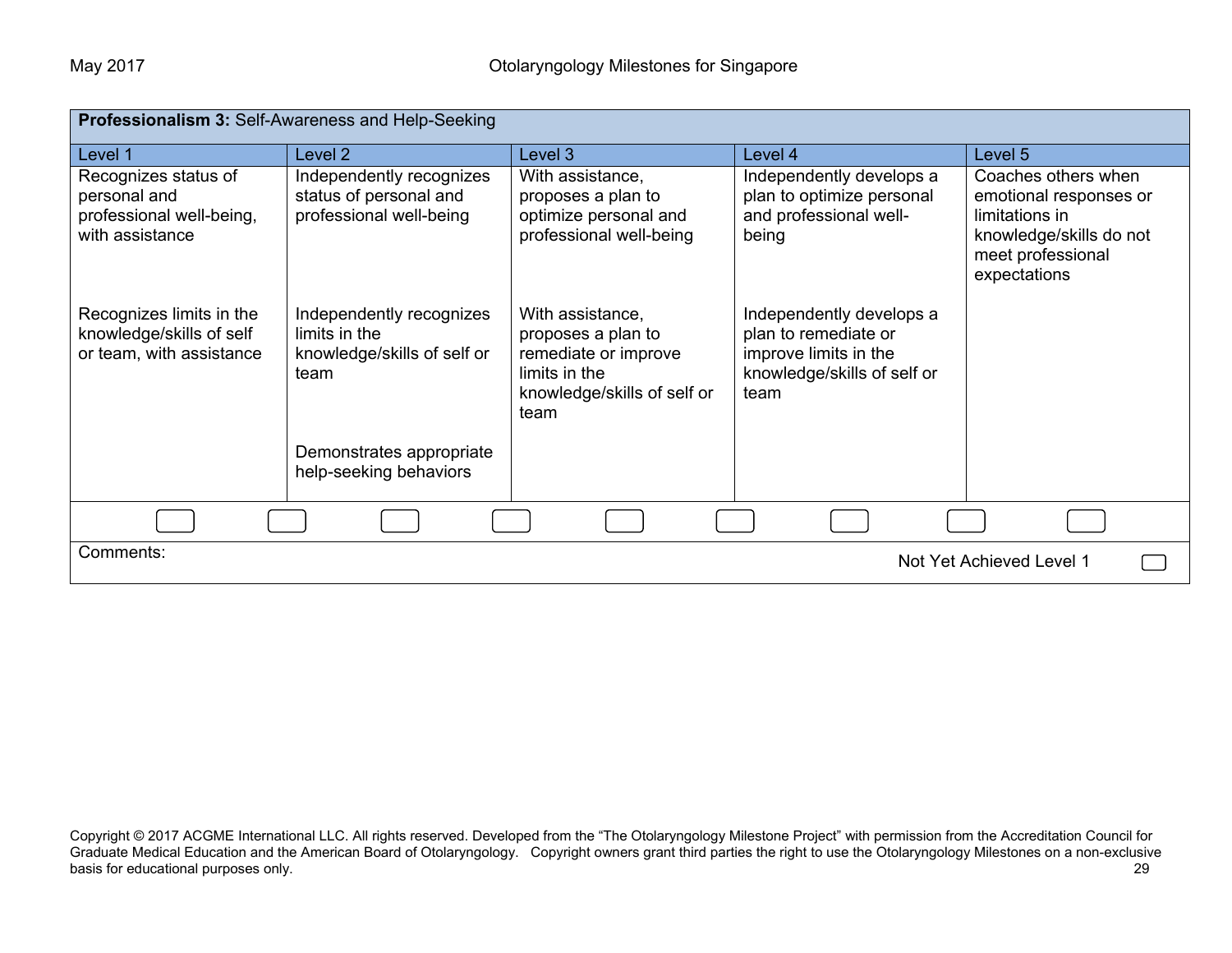| **Professionalism 3:** Self-Awareness and Help-Seeking | | | | |
|---|---|---|---|---|
| Level 1 | Level 2 | Level 3 | Level 4 | Level 5 |
| Recognizes status of personal and professional well-being, with assistance | Independently recognizes status of personal and professional well-being | With assistance, proposes a plan to optimize personal and professional well-being | Independently develops a plan to optimize personal and professional well-being | Coaches others when emotional responses or limitations in knowledge/skills do not meet professional expectations |
| Recognizes limits in the knowledge/skills of self or team, with assistance | Independently recognizes limits in the knowledge/skills of self or team | With assistance, proposes a plan to remediate or improve limits in the knowledge/skills of self or team | Independently develops a plan to remediate or improve limits in the knowledge/skills of self or team | |
| | Demonstrates appropriate help-seeking behaviors | | | |

Comments:

Not Yet Achieved Level 1

Copyright © 2017 ACGME International LLC. All rights reserved. Developed from the "The Otolaryngology Milestone Project" with permission from the Accreditation Council for Graduate Medical Education and the American Board of Otolaryngology. Copyright owners grant third parties the right to use the Otolaryngology Milestones on a non-exclusive basis for educational purposes only.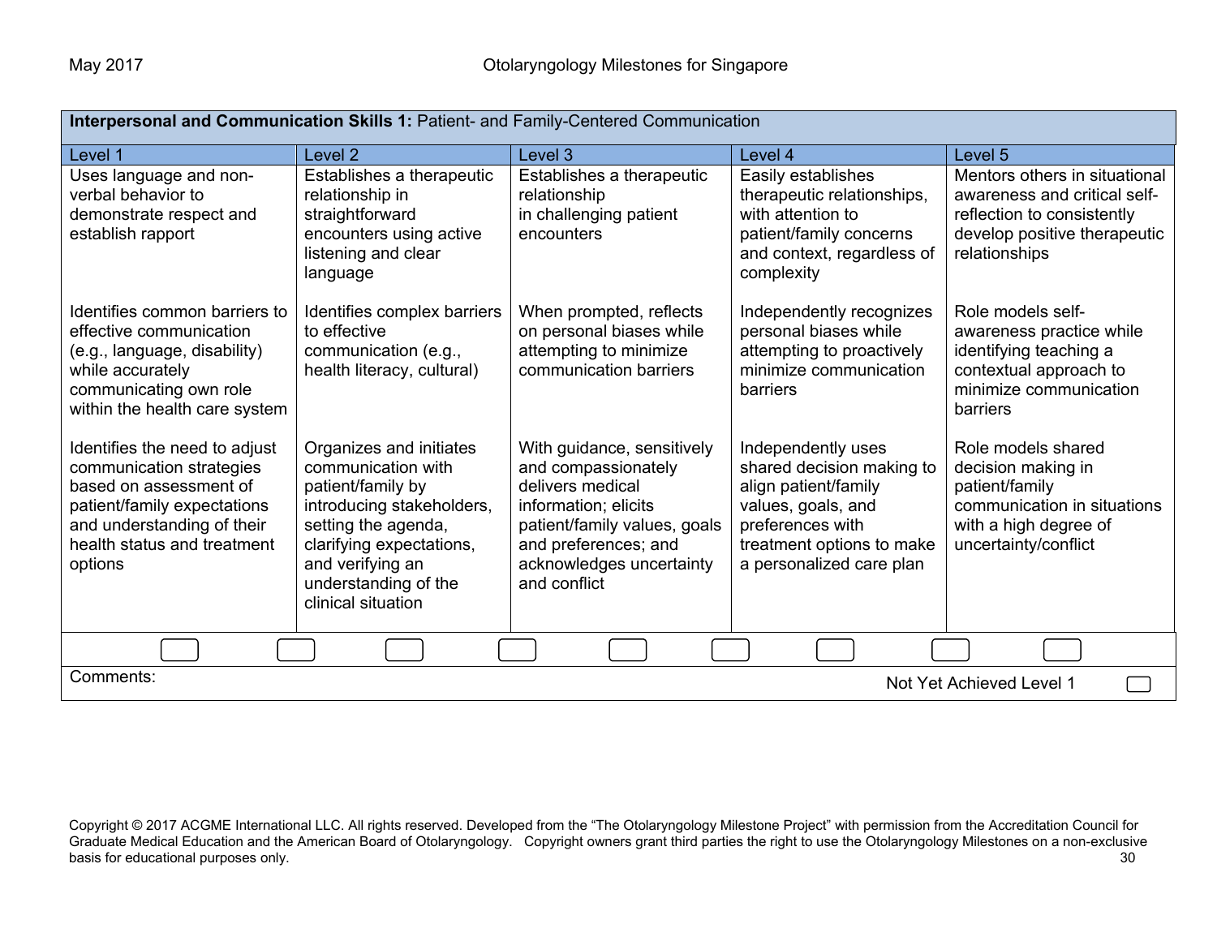| **Interpersonal and Communication Skills 1:** Patient- and Family-Centered Communication | | | | |
|---|---|---|---|---|
| Level 1 | Level 2 | Level 3 | Level 4 | Level 5 |
| Uses language and non-verbal behavior to demonstrate respect and establish rapport | Establishes a therapeutic relationship in straightforward encounters using active listening and clear language | Establishes a therapeutic relationship in challenging patient encounters | Easily establishes therapeutic relationships, with attention to patient/family concerns and context, regardless of complexity | Mentors others in situational awareness and critical self-reflection to consistently develop positive therapeutic relationships |
| Identifies common barriers to effective communication (e.g., language, disability) while accurately communicating own role within the health care system | Identifies complex barriers to effective communication (e.g., health literacy, cultural) | When prompted, reflects on personal biases while attempting to minimize communication barriers | Independently recognizes personal biases while attempting to proactively minimize communication barriers | Role models self-awareness practice while identifying teaching a contextual approach to minimize communication barriers |
| Identifies the need to adjust communication strategies based on assessment of patient/family expectations and understanding of their health status and treatment options | Organizes and initiates communication with patient/family by introducing stakeholders, setting the agenda, clarifying expectations, and verifying an understanding of the clinical situation | With guidance, sensitively and compassionately delivers medical information; elicits patient/family values, goals and preferences; and acknowledges uncertainty and conflict | Independently uses shared decision making to align patient/family values, goals, and preferences with treatment options to make a personalized care plan | Role models shared decision making in patient/family communication in situations with a high degree of uncertainty/conflict |

Comments:

Not Yet Achieved Level 1 ☐

Copyright © 2017 ACGME International LLC. All rights reserved. Developed from the "The Otolaryngology Milestone Project" with permission from the Accreditation Council for Graduate Medical Education and the American Board of Otolaryngology. Copyright owners grant third parties the right to use the Otolaryngology Milestones on a non-exclusive basis for educational purposes only.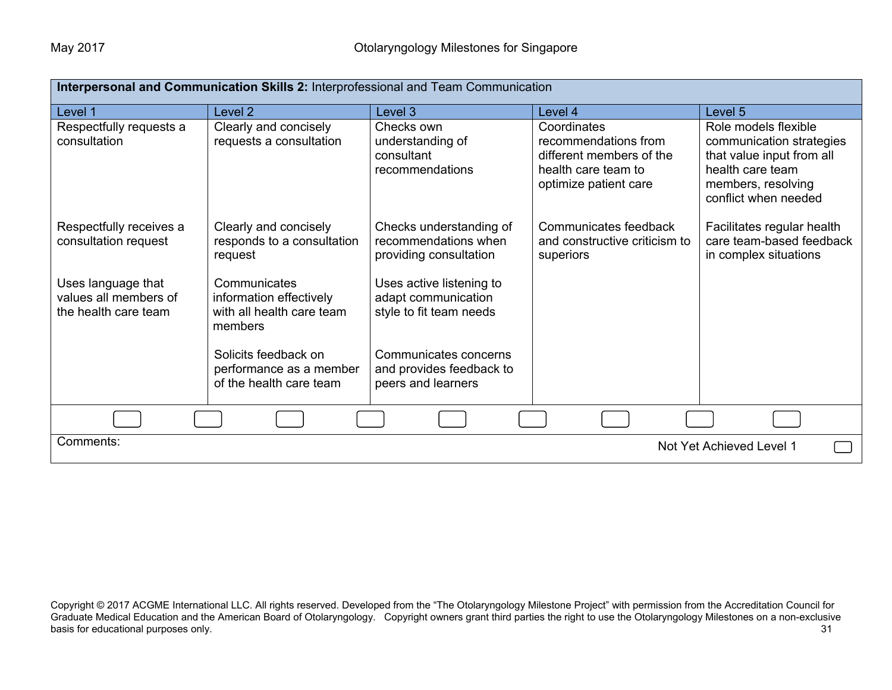| **Interpersonal and Communication Skills 2:** Interprofessional and Team Communication | | | | |
|---|---|---|---|---|
| Level 1 | Level 2 | Level 3 | Level 4 | Level 5 |
| Respectfully requests a consultation | Clearly and concisely requests a consultation | Checks own understanding of consultant recommendations | Coordinates recommendations from different members of the health care team to optimize patient care | Role models flexible communication strategies that value input from all health care team members, resolving conflict when needed |
| Respectfully receives a consultation request | Clearly and concisely responds to a consultation request | Checks understanding of recommendations when providing consultation | Communicates feedback and constructive criticism to superiors | Facilitates regular health care team-based feedback in complex situations |
| Uses language that values all members of the health care team | Communicates information effectively with all health care team members | Uses active listening to adapt communication style to fit team needs | | |
| | Solicits feedback on performance as a member of the health care team | Communicates concerns and provides feedback to peers and learners | | |

Comments:

Not Yet Achieved Level 1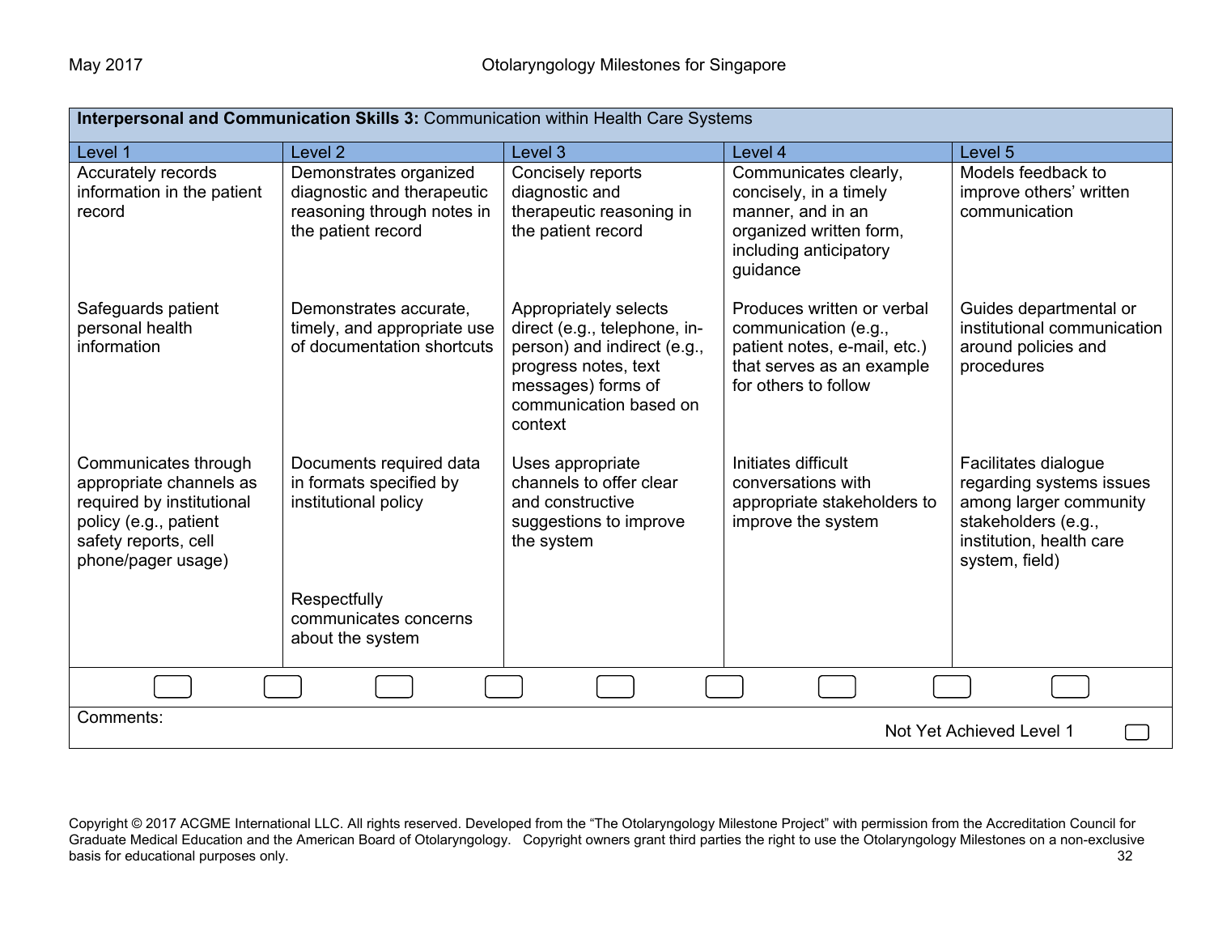| **Interpersonal and Communication Skills 3:** Communication within Health Care Systems | | | | |
|---|---|---|---|---|
| Level 1 | Level 2 | Level 3 | Level 4 | Level 5 |
| Accurately records information in the patient record | Demonstrates organized diagnostic and therapeutic reasoning through notes in the patient record | Concisely reports diagnostic and therapeutic reasoning in the patient record | Communicates clearly, concisely, in a timely manner, and in an organized written form, including anticipatory guidance | Models feedback to improve others' written communication |
| Safeguards patient personal health information | Demonstrates accurate, timely, and appropriate use of documentation shortcuts | Appropriately selects direct (e.g., telephone, in-person) and indirect (e.g., progress notes, text messages) forms of communication based on context | Produces written or verbal communication (e.g., patient notes, e-mail, etc.) that serves as an example for others to follow | Guides departmental or institutional communication around policies and procedures |
| Communicates through appropriate channels as required by institutional policy (e.g., patient safety reports, cell phone/pager usage) | Documents required data in formats specified by institutional policy | Uses appropriate channels to offer clear and constructive suggestions to improve the system | Initiates difficult conversations with appropriate stakeholders to improve the system | Facilitates dialogue regarding systems issues among larger community stakeholders (e.g., institution, health care system, field) |
| | Respectfully communicates concerns about the system | | | |

Comments:

Not Yet Achieved Level 1